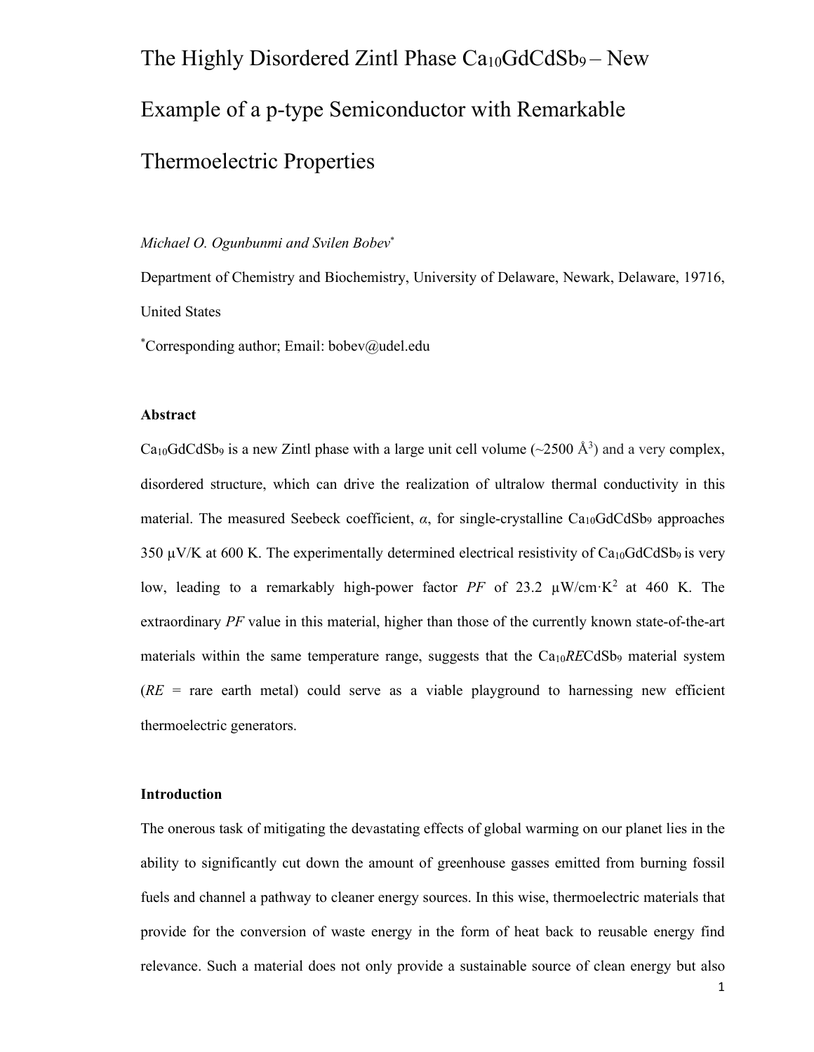# The Highly Disordered Zintl Phase $Ca_{10}GdCdSb_9$ – New Example of a p-type Semiconductor with Remarkable Thermoelectric Properties

*Michael O. Ogunbunmi and Svilen Bobev**

Department of Chemistry and Biochemistry, University of Delaware, Newark, Delaware, 19716, United States

*Corresponding author; Email: bobev@udel.edu

## Abstract

$Ca_{10}GdCdSb_9$ is a new Zintl phase with a large unit cell volume (~2500 Å$^3$) and a very complex, disordered structure, which can drive the realization of ultralow thermal conductivity in this material. The measured Seebeck coefficient, $\alpha$, for single-crystalline $Ca_{10}GdCdSb_9$ approaches 350 μV/K at 600 K. The experimentally determined electrical resistivity of $Ca_{10}GdCdSb_9$ is very low, leading to a remarkably high-power factor *PF* of 23.2 μW/cm·K$^2$ at 460 K. The extraordinary *PF* value in this material, higher than those of the currently known state-of-the-art materials within the same temperature range, suggests that the $Ca_{10}RECdSb_9$ material system (*RE* = rare earth metal) could serve as a viable playground to harnessing new efficient thermoelectric generators.

## Introduction

The onerous task of mitigating the devastating effects of global warming on our planet lies in the ability to significantly cut down the amount of greenhouse gasses emitted from burning fossil fuels and channel a pathway to cleaner energy sources. In this wise, thermoelectric materials that provide for the conversion of waste energy in the form of heat back to reusable energy find relevance. Such a material does not only provide a sustainable source of clean energy but also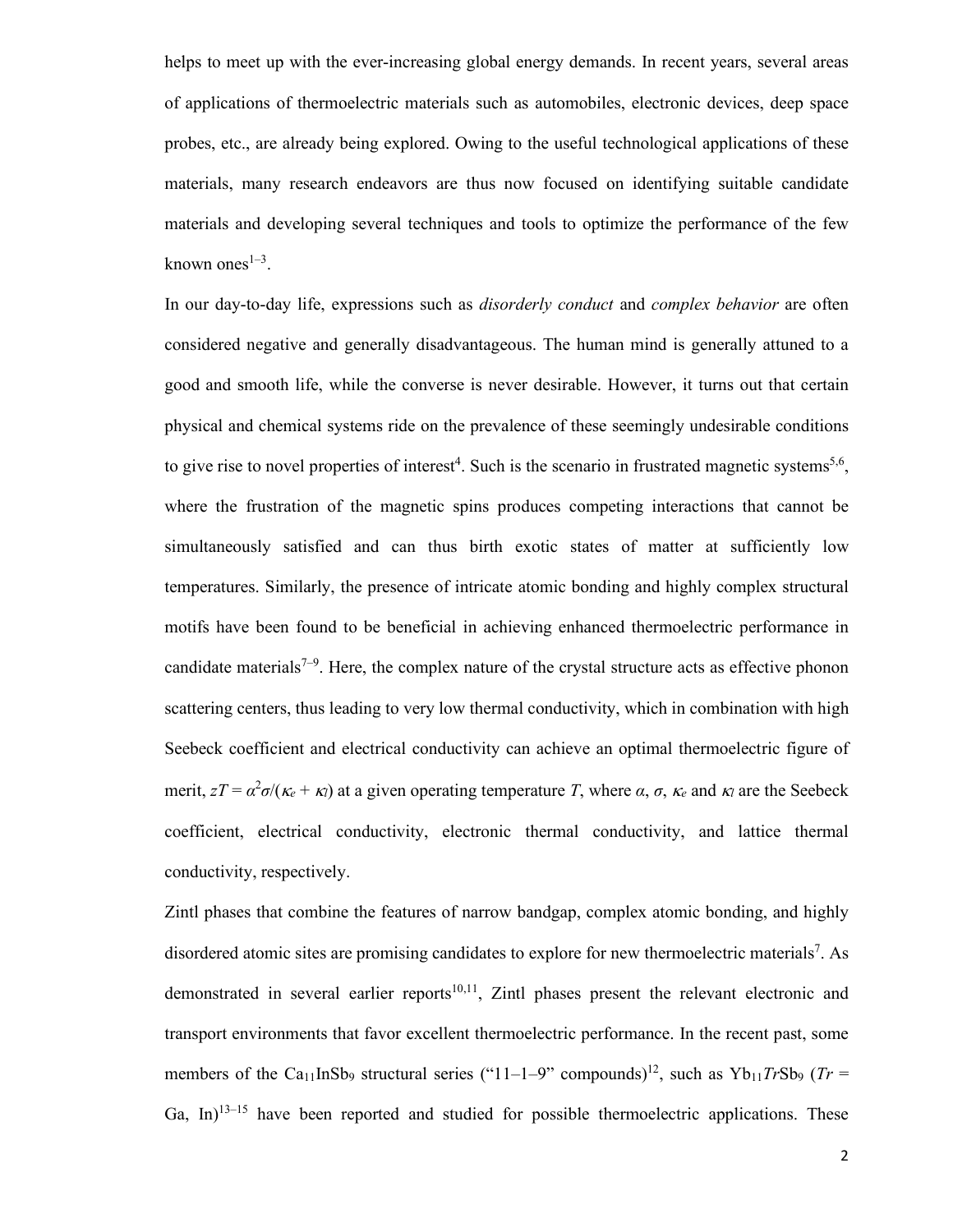helps to meet up with the ever-increasing global energy demands. In recent years, several areas of applications of thermoelectric materials such as automobiles, electronic devices, deep space probes, etc., are already being explored. Owing to the useful technological applications of these materials, many research endeavors are thus now focused on identifying suitable candidate materials and developing several techniques and tools to optimize the performance of the few known ones[1–3].

In our day-to-day life, expressions such as *disorderly conduct* and *complex behavior* are often considered negative and generally disadvantageous. The human mind is generally attuned to a good and smooth life, while the converse is never desirable. However, it turns out that certain physical and chemical systems ride on the prevalence of these seemingly undesirable conditions to give rise to novel properties of interest[4]. Such is the scenario in frustrated magnetic systems[5,6], where the frustration of the magnetic spins produces competing interactions that cannot be simultaneously satisfied and can thus birth exotic states of matter at sufficiently low temperatures. Similarly, the presence of intricate atomic bonding and highly complex structural motifs have been found to be beneficial in achieving enhanced thermoelectric performance in candidate materials[7–9]. Here, the complex nature of the crystal structure acts as effective phonon scattering centers, thus leading to very low thermal conductivity, which in combination with high Seebeck coefficient and electrical conductivity can achieve an optimal thermoelectric figure of merit, $zT = \alpha^2\sigma/(\kappa_e + \kappa_l)$ at a given operating temperature $T$, where $\alpha$, $\sigma$, $\kappa_e$ and $\kappa_l$ are the Seebeck coefficient, electrical conductivity, electronic thermal conductivity, and lattice thermal conductivity, respectively.

Zintl phases that combine the features of narrow bandgap, complex atomic bonding, and highly disordered atomic sites are promising candidates to explore for new thermoelectric materials[7]. As demonstrated in several earlier reports[10,11], Zintl phases present the relevant electronic and transport environments that favor excellent thermoelectric performance. In the recent past, some members of the $Ca_{11}InSb_9$ structural series ("11–1–9" compounds)[12], such as $Yb_{11}\mathit{Tr}Sb_9$ ($\mathit{Tr}$ = Ga, In)[13–15] have been reported and studied for possible thermoelectric applications. These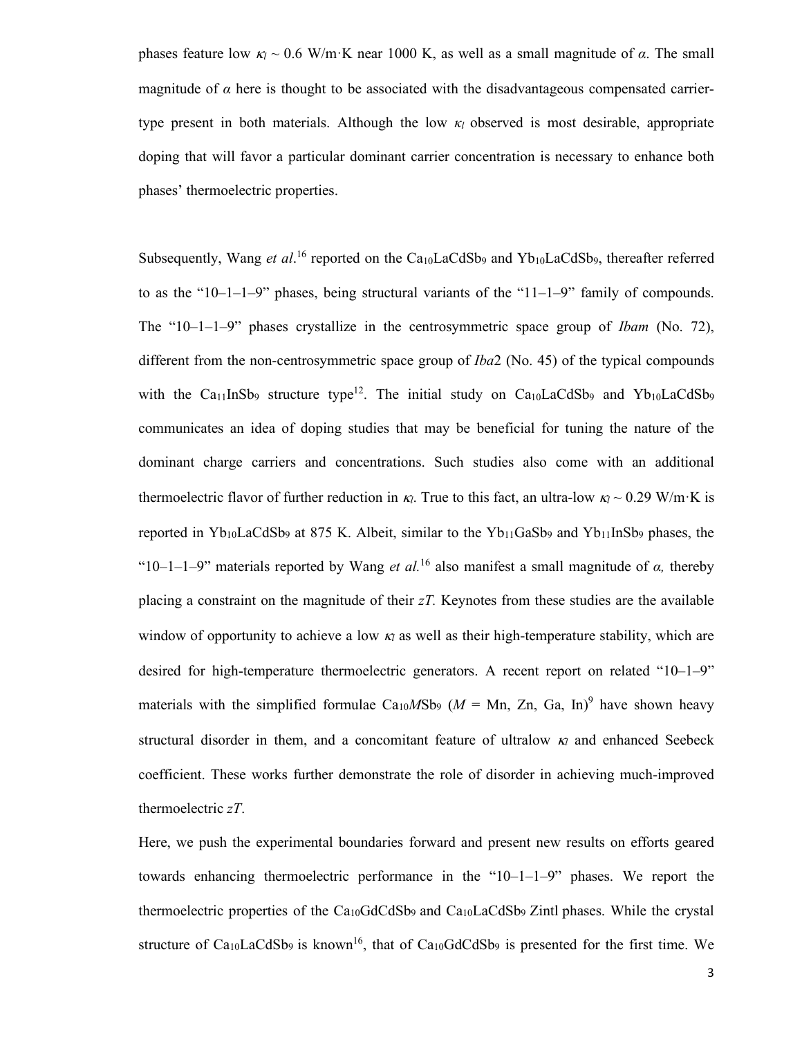phases feature low $\kappa_l \sim 0.6$ W/m·K near 1000 K, as well as a small magnitude of $\alpha$. The small magnitude of $\alpha$ here is thought to be associated with the disadvantageous compensated carrier-type present in both materials. Although the low $\kappa_l$ observed is most desirable, appropriate doping that will favor a particular dominant carrier concentration is necessary to enhance both phases' thermoelectric properties.

Subsequently, Wang *et al*.[16] reported on the $Ca_{10}LaCdSb_9$ and $Yb_{10}LaCdSb_9$, thereafter referred to as the "10–1–1–9" phases, being structural variants of the "11–1–9" family of compounds. The "10–1–1–9" phases crystallize in the centrosymmetric space group of *Ibam* (No. 72), different from the non-centrosymmetric space group of *Iba*2 (No. 45) of the typical compounds with the $Ca_{11}InSb_9$ structure type[12]. The initial study on $Ca_{10}LaCdSb_9$ and $Yb_{10}LaCdSb_9$ communicates an idea of doping studies that may be beneficial for tuning the nature of the dominant charge carriers and concentrations. Such studies also come with an additional thermoelectric flavor of further reduction in $\kappa_l$. True to this fact, an ultra-low $\kappa_l \sim 0.29$ W/m·K is reported in $Yb_{10}LaCdSb_9$ at 875 K. Albeit, similar to the $Yb_{11}GaSb_9$ and $Yb_{11}InSb_9$ phases, the "10–1–1–9" materials reported by Wang *et al.*[16] also manifest a small magnitude of $\alpha$, thereby placing a constraint on the magnitude of their *zT*. Keynotes from these studies are the available window of opportunity to achieve a low $\kappa_l$ as well as their high-temperature stability, which are desired for high-temperature thermoelectric generators. A recent report on related "10–1–9" materials with the simplified formulae $Ca_{10}MSb_9$ (*M* = Mn, Zn, Ga, In)[9] have shown heavy structural disorder in them, and a concomitant feature of ultralow $\kappa_l$ and enhanced Seebeck coefficient. These works further demonstrate the role of disorder in achieving much-improved thermoelectric *zT*.

Here, we push the experimental boundaries forward and present new results on efforts geared towards enhancing thermoelectric performance in the "10–1–1–9" phases. We report the thermoelectric properties of the $Ca_{10}GdCdSb_9$ and $Ca_{10}LaCdSb_9$ Zintl phases. While the crystal structure of $Ca_{10}LaCdSb_9$ is known[16], that of $Ca_{10}GdCdSb_9$ is presented for the first time. We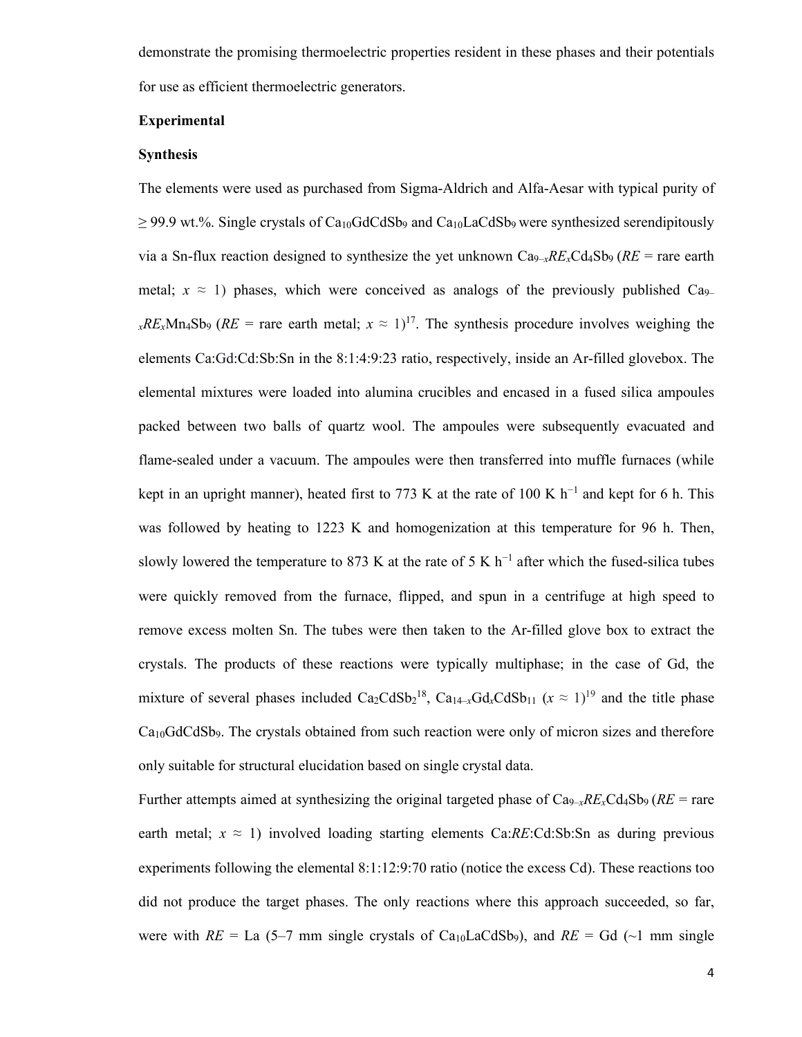demonstrate the promising thermoelectric properties resident in these phases and their potentials for use as efficient thermoelectric generators.

**Experimental**

**Synthesis**

The elements were used as purchased from Sigma-Aldrich and Alfa-Aesar with typical purity of ≥ 99.9 wt.%. Single crystals of $Ca_{10}GdCdSb_9$ and $Ca_{10}LaCdSb_9$ were synthesized serendipitously via a Sn-flux reaction designed to synthesize the yet unknown $Ca_{9-x}RE_xCd_4Sb_9$ (*RE* = rare earth metal; $x \approx 1$) phases, which were conceived as analogs of the previously published $Ca_{9-x}RE_xMn_4Sb_9$ (*RE* = rare earth metal; $x \approx 1$)[17]. The synthesis procedure involves weighing the elements Ca:Gd:Cd:Sb:Sn in the 8:1:4:9:23 ratio, respectively, inside an Ar-filled glovebox. The elemental mixtures were loaded into alumina crucibles and encased in a fused silica ampoules packed between two balls of quartz wool. The ampoules were subsequently evacuated and flame-sealed under a vacuum. The ampoules were then transferred into muffle furnaces (while kept in an upright manner), heated first to 773 K at the rate of 100 K $h^{-1}$ and kept for 6 h. This was followed by heating to 1223 K and homogenization at this temperature for 96 h. Then, slowly lowered the temperature to 873 K at the rate of 5 K $h^{-1}$ after which the fused-silica tubes were quickly removed from the furnace, flipped, and spun in a centrifuge at high speed to remove excess molten Sn. The tubes were then taken to the Ar-filled glove box to extract the crystals. The products of these reactions were typically multiphase; in the case of Gd, the mixture of several phases included $Ca_2CdSb_2$[18], $Ca_{14-x}Gd_xCdSb_{11}$ ($x \approx 1$)[19] and the title phase $Ca_{10}GdCdSb_9$. The crystals obtained from such reaction were only of micron sizes and therefore only suitable for structural elucidation based on single crystal data.

Further attempts aimed at synthesizing the original targeted phase of $Ca_{9-x}RE_xCd_4Sb_9$ (*RE* = rare earth metal; $x \approx 1$) involved loading starting elements Ca:*RE*:Cd:Sb:Sn as during previous experiments following the elemental 8:1:12:9:70 ratio (notice the excess Cd). These reactions too did not produce the target phases. The only reactions where this approach succeeded, so far, were with *RE* = La (5–7 mm single crystals of $Ca_{10}LaCdSb_9$), and *RE* = Gd (~1 mm single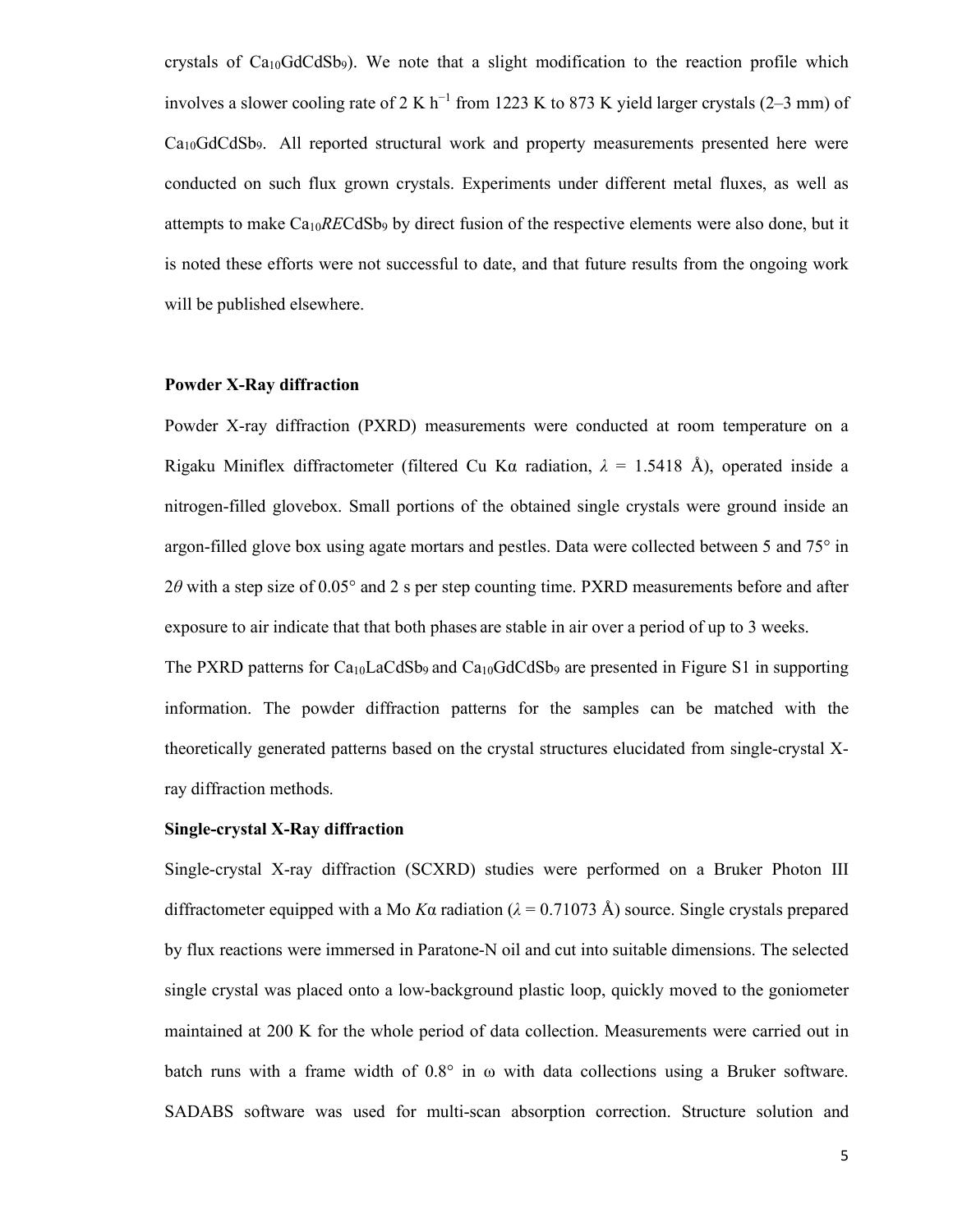crystals of $Ca_{10}GdCdSb_9$). We note that a slight modification to the reaction profile which involves a slower cooling rate of 2 K $h^{-1}$ from 1223 K to 873 K yield larger crystals (2–3 mm) of $Ca_{10}GdCdSb_9$. All reported structural work and property measurements presented here were conducted on such flux grown crystals. Experiments under different metal fluxes, as well as attempts to make $Ca_{10}RECdSb_9$ by direct fusion of the respective elements were also done, but it is noted these efforts were not successful to date, and that future results from the ongoing work will be published elsewhere.

**Powder X-Ray diffraction**

Powder X-ray diffraction (PXRD) measurements were conducted at room temperature on a Rigaku Miniflex diffractometer (filtered Cu Kα radiation, $\lambda$ = 1.5418 Å), operated inside a nitrogen-filled glovebox. Small portions of the obtained single crystals were ground inside an argon-filled glove box using agate mortars and pestles. Data were collected between 5 and 75° in 2$\theta$ with a step size of 0.05° and 2 s per step counting time. PXRD measurements before and after exposure to air indicate that that both phases are stable in air over a period of up to 3 weeks.

The PXRD patterns for $Ca_{10}LaCdSb_9$ and $Ca_{10}GdCdSb_9$ are presented in Figure S1 in supporting information. The powder diffraction patterns for the samples can be matched with the theoretically generated patterns based on the crystal structures elucidated from single-crystal X-ray diffraction methods.

**Single-crystal X-Ray diffraction**

Single-crystal X-ray diffraction (SCXRD) studies were performed on a Bruker Photon III diffractometer equipped with a Mo *K*α radiation ($\lambda$ = 0.71073 Å) source. Single crystals prepared by flux reactions were immersed in Paratone-N oil and cut into suitable dimensions. The selected single crystal was placed onto a low-background plastic loop, quickly moved to the goniometer maintained at 200 K for the whole period of data collection. Measurements were carried out in batch runs with a frame width of 0.8° in ω with data collections using a Bruker software. SADABS software was used for multi-scan absorption correction. Structure solution and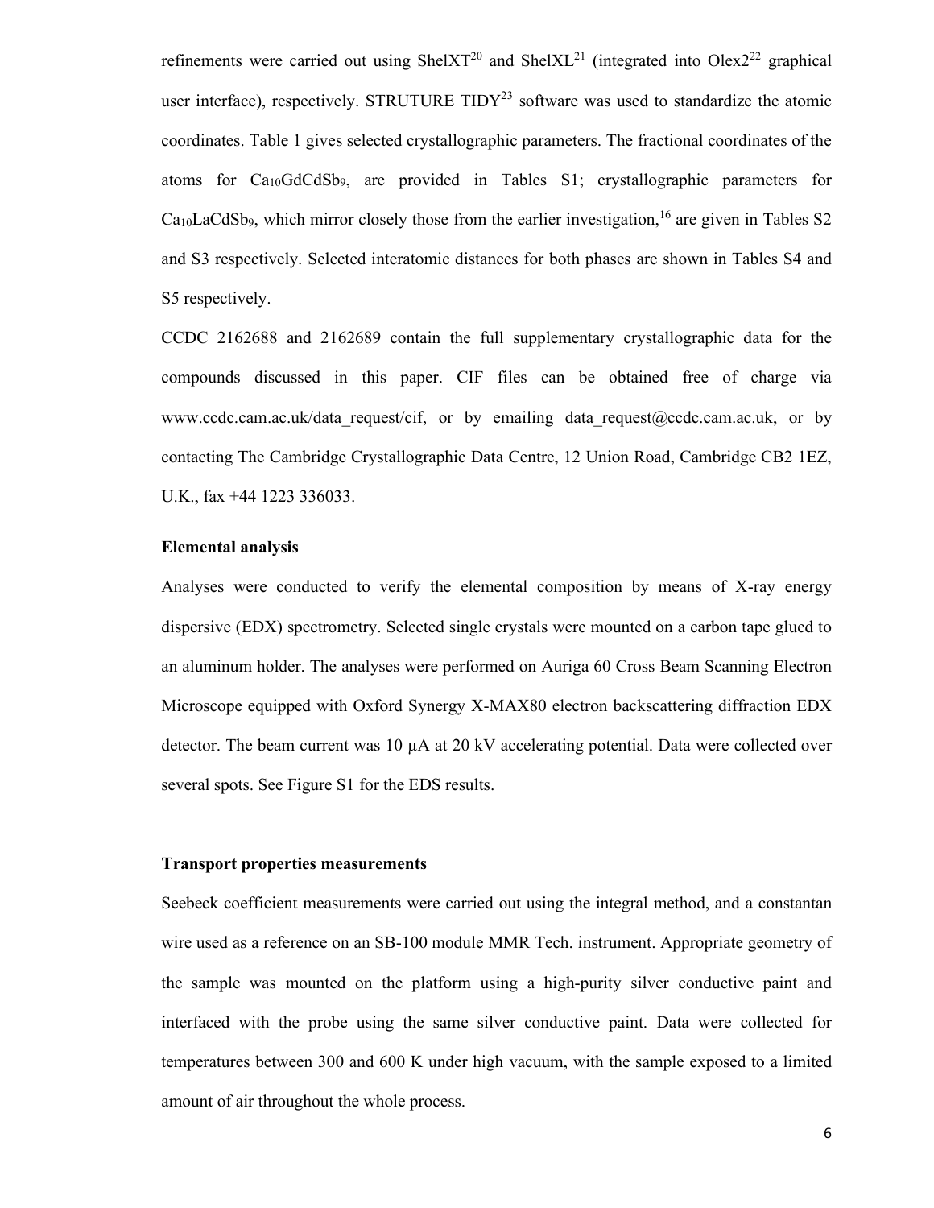refinements were carried out using ShelXT[20] and ShelXL[21] (integrated into Olex2[22] graphical user interface), respectively. STRUTURE TIDY[23] software was used to standardize the atomic coordinates. Table 1 gives selected crystallographic parameters. The fractional coordinates of the atoms for $Ca_{10}GdCdSb_9$, are provided in Tables S1; crystallographic parameters for $Ca_{10}LaCdSb_9$, which mirror closely those from the earlier investigation,[16] are given in Tables S2 and S3 respectively. Selected interatomic distances for both phases are shown in Tables S4 and S5 respectively.

CCDC 2162688 and 2162689 contain the full supplementary crystallographic data for the compounds discussed in this paper. CIF files can be obtained free of charge via www.ccdc.cam.ac.uk/data_request/cif, or by emailing data_request@ccdc.cam.ac.uk, or by contacting The Cambridge Crystallographic Data Centre, 12 Union Road, Cambridge CB2 1EZ, U.K., fax +44 1223 336033.

**Elemental analysis**

Analyses were conducted to verify the elemental composition by means of X-ray energy dispersive (EDX) spectrometry. Selected single crystals were mounted on a carbon tape glued to an aluminum holder. The analyses were performed on Auriga 60 Cross Beam Scanning Electron Microscope equipped with Oxford Synergy X-MAX80 electron backscattering diffraction EDX detector. The beam current was 10 µA at 20 kV accelerating potential. Data were collected over several spots. See Figure S1 for the EDS results.

**Transport properties measurements**

Seebeck coefficient measurements were carried out using the integral method, and a constantan wire used as a reference on an SB-100 module MMR Tech. instrument. Appropriate geometry of the sample was mounted on the platform using a high-purity silver conductive paint and interfaced with the probe using the same silver conductive paint. Data were collected for temperatures between 300 and 600 K under high vacuum, with the sample exposed to a limited amount of air throughout the whole process.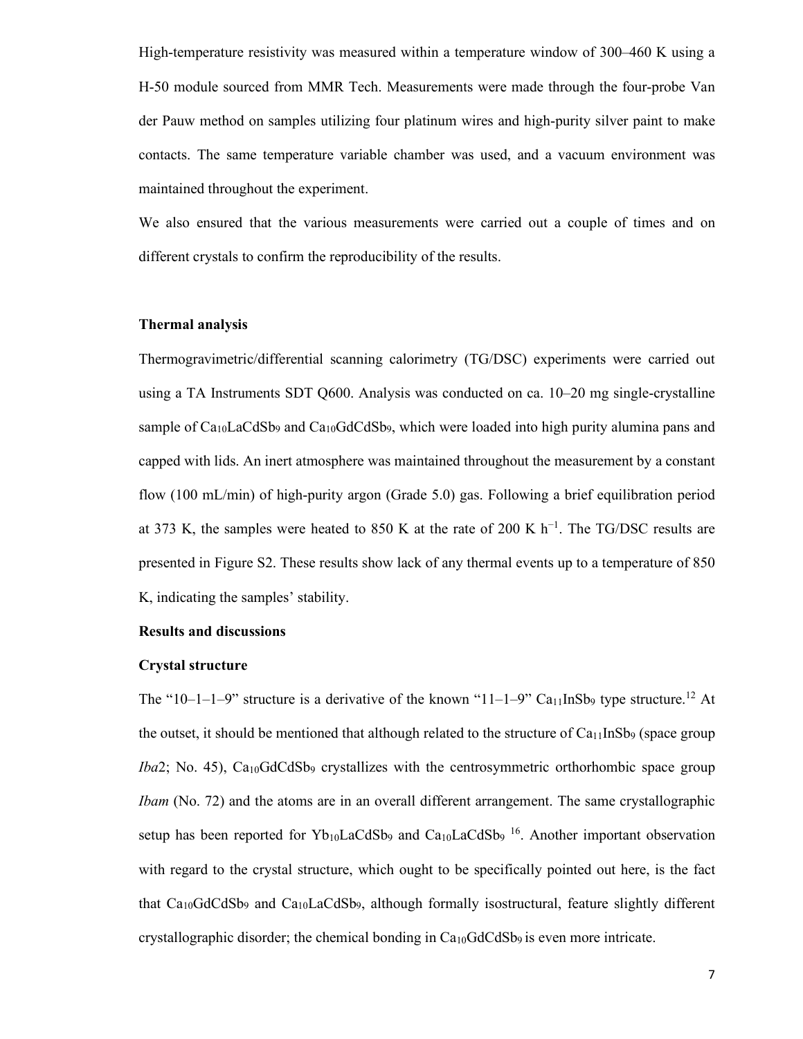High-temperature resistivity was measured within a temperature window of 300–460 K using a H-50 module sourced from MMR Tech. Measurements were made through the four-probe Van der Pauw method on samples utilizing four platinum wires and high-purity silver paint to make contacts. The same temperature variable chamber was used, and a vacuum environment was maintained throughout the experiment.

We also ensured that the various measurements were carried out a couple of times and on different crystals to confirm the reproducibility of the results.

**Thermal analysis**

Thermogravimetric/differential scanning calorimetry (TG/DSC) experiments were carried out using a TA Instruments SDT Q600. Analysis was conducted on ca. 10–20 mg single-crystalline sample of $Ca_{10}LaCdSb_9$ and $Ca_{10}GdCdSb_9$, which were loaded into high purity alumina pans and capped with lids. An inert atmosphere was maintained throughout the measurement by a constant flow (100 mL/min) of high-purity argon (Grade 5.0) gas. Following a brief equilibration period at 373 K, the samples were heated to 850 K at the rate of 200 K $h^{-1}$. The TG/DSC results are presented in Figure S2. These results show lack of any thermal events up to a temperature of 850 K, indicating the samples' stability.

**Results and discussions**

**Crystal structure**

The "10–1–1–9" structure is a derivative of the known "11–1–9" $Ca_{11}InSb_9$ type structure.[12] At the outset, it should be mentioned that although related to the structure of $Ca_{11}InSb_9$ (space group *Iba*2; No. 45), $Ca_{10}GdCdSb_9$ crystallizes with the centrosymmetric orthorhombic space group *Ibam* (No. 72) and the atoms are in an overall different arrangement. The same crystallographic setup has been reported for $Yb_{10}LaCdSb_9$ and $Ca_{10}LaCdSb_9$ [16]. Another important observation with regard to the crystal structure, which ought to be specifically pointed out here, is the fact that $Ca_{10}GdCdSb_9$ and $Ca_{10}LaCdSb_9$, although formally isostructural, feature slightly different crystallographic disorder; the chemical bonding in $Ca_{10}GdCdSb_9$ is even more intricate.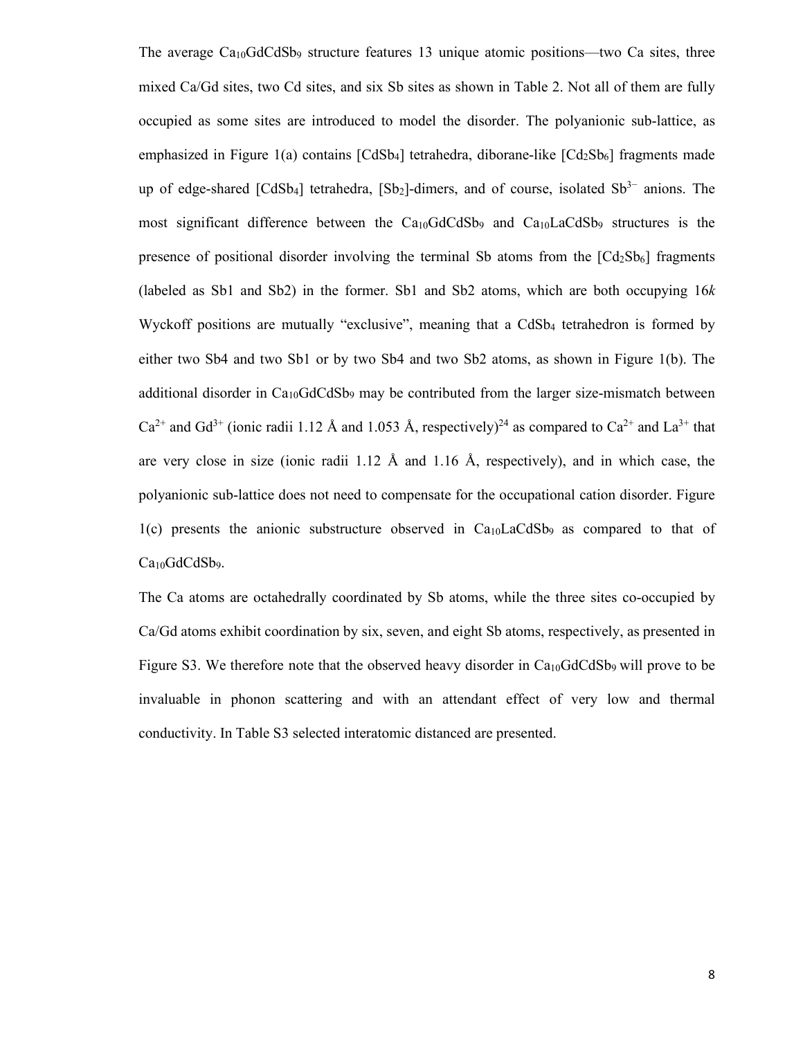The average $Ca_{10}GdCdSb_9$ structure features 13 unique atomic positions—two Ca sites, three mixed Ca/Gd sites, two Cd sites, and six Sb sites as shown in Table 2. Not all of them are fully occupied as some sites are introduced to model the disorder. The polyanionic sub-lattice, as emphasized in Figure 1(a) contains $[CdSb_4]$ tetrahedra, diborane-like $[Cd_2Sb_6]$ fragments made up of edge-shared $[CdSb_4]$ tetrahedra, $[Sb_2]$-dimers, and of course, isolated $Sb^{3-}$ anions. The most significant difference between the $Ca_{10}GdCdSb_9$ and $Ca_{10}LaCdSb_9$ structures is the presence of positional disorder involving the terminal Sb atoms from the $[Cd_2Sb_6]$ fragments (labeled as Sb1 and Sb2) in the former. Sb1 and Sb2 atoms, which are both occupying 16*k* Wyckoff positions are mutually "exclusive", meaning that a $CdSb_4$ tetrahedron is formed by either two Sb4 and two Sb1 or by two Sb4 and two Sb2 atoms, as shown in Figure 1(b). The additional disorder in $Ca_{10}GdCdSb_9$ may be contributed from the larger size-mismatch between $Ca^{2+}$ and $Gd^{3+}$ (ionic radii 1.12 Å and 1.053 Å, respectively)[24] as compared to $Ca^{2+}$ and $La^{3+}$ that are very close in size (ionic radii 1.12 Å and 1.16 Å, respectively), and in which case, the polyanionic sub-lattice does not need to compensate for the occupational cation disorder. Figure 1(c) presents the anionic substructure observed in $Ca_{10}LaCdSb_9$ as compared to that of $Ca_{10}GdCdSb_9$.

The Ca atoms are octahedrally coordinated by Sb atoms, while the three sites co-occupied by Ca/Gd atoms exhibit coordination by six, seven, and eight Sb atoms, respectively, as presented in Figure S3. We therefore note that the observed heavy disorder in $Ca_{10}GdCdSb_9$ will prove to be invaluable in phonon scattering and with an attendant effect of very low and thermal conductivity. In Table S3 selected interatomic distanced are presented.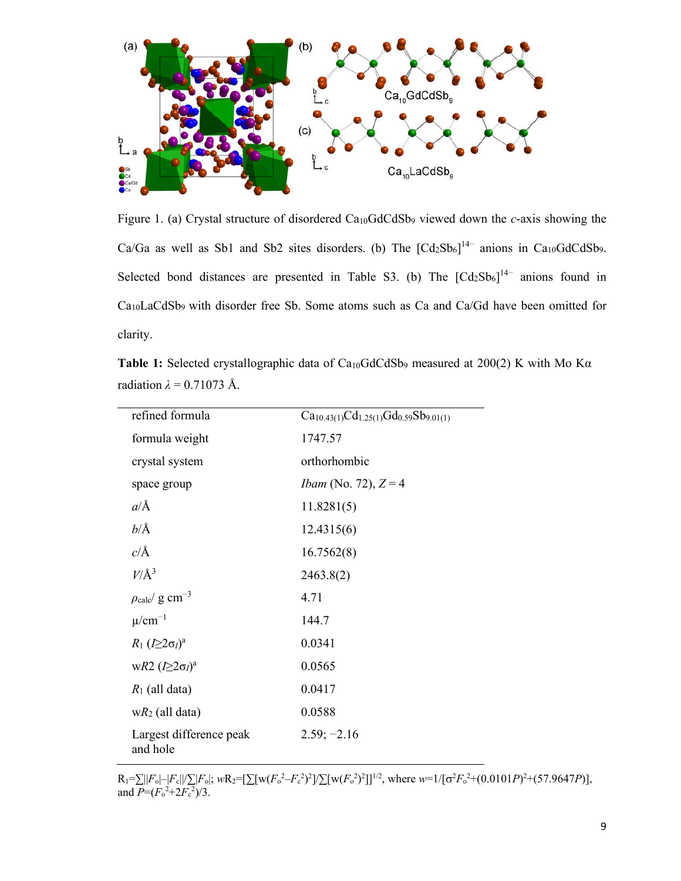Figure 1. (a) Crystal structure of disordered $Ca_{10}GdCdSb_9$ viewed down the *c*-axis showing the Ca/Ga as well as Sb1 and Sb2 sites disorders. (b) The $[Cd_2Sb_6]^{14-}$ anions in $Ca_{10}GdCdSb_9$. Selected bond distances are presented in Table S3. (b) The $[Cd_2Sb_6]^{14-}$ anions found in $Ca_{10}LaCdSb_9$ with disorder free Sb. Some atoms such as Ca and Ca/Gd have been omitted for clarity.

**Table 1:** Selected crystallographic data of $Ca_{10}GdCdSb_9$ measured at 200(2) K with Mo Kα radiation $\lambda = 0.71073$ Å.

| | |
|---|---|
| refined formula | $Ca_{10.43(1)}Cd_{1.25(1)}Gd_{0.59}Sb_{9.01(1)}$ |
| formula weight | 1747.57 |
| crystal system | orthorhombic |
| space group | *Ibam* (No. 72), $Z = 4$ |
| $a$/Å | 11.8281(5) |
| $b$/Å | 12.4315(6) |
| $c$/Å | 16.7562(8) |
| $V$/Å$^3$ | 2463.8(2) |
| $\rho_{calc}$/ g cm$^{-3}$ | 4.71 |
| μ/cm$^{-1}$ | 144.7 |
| $R_1$ ($I \geq 2\sigma_I$)[a] | 0.0341 |
| w$R2$ ($I \geq 2\sigma_I$)[a] | 0.0565 |
| $R_1$ (all data) | 0.0417 |
| w$R_2$ (all data) | 0.0588 |
| Largest difference peak and hole | 2.59; −2.16 |

$R_1 = \sum||F_o| - |F_c|| / \sum|F_o|$; $wR_2 = [\sum[w(F_o^2 - F_c^2)^2] / \sum[w(F_o^2)^2]]^{1/2}$, where $w = 1/[\sigma^2 F_o^2 + (0.0101P)^2 + (57.9647P)]$, and $P = (F_o^2 + 2F_c^2)/3$.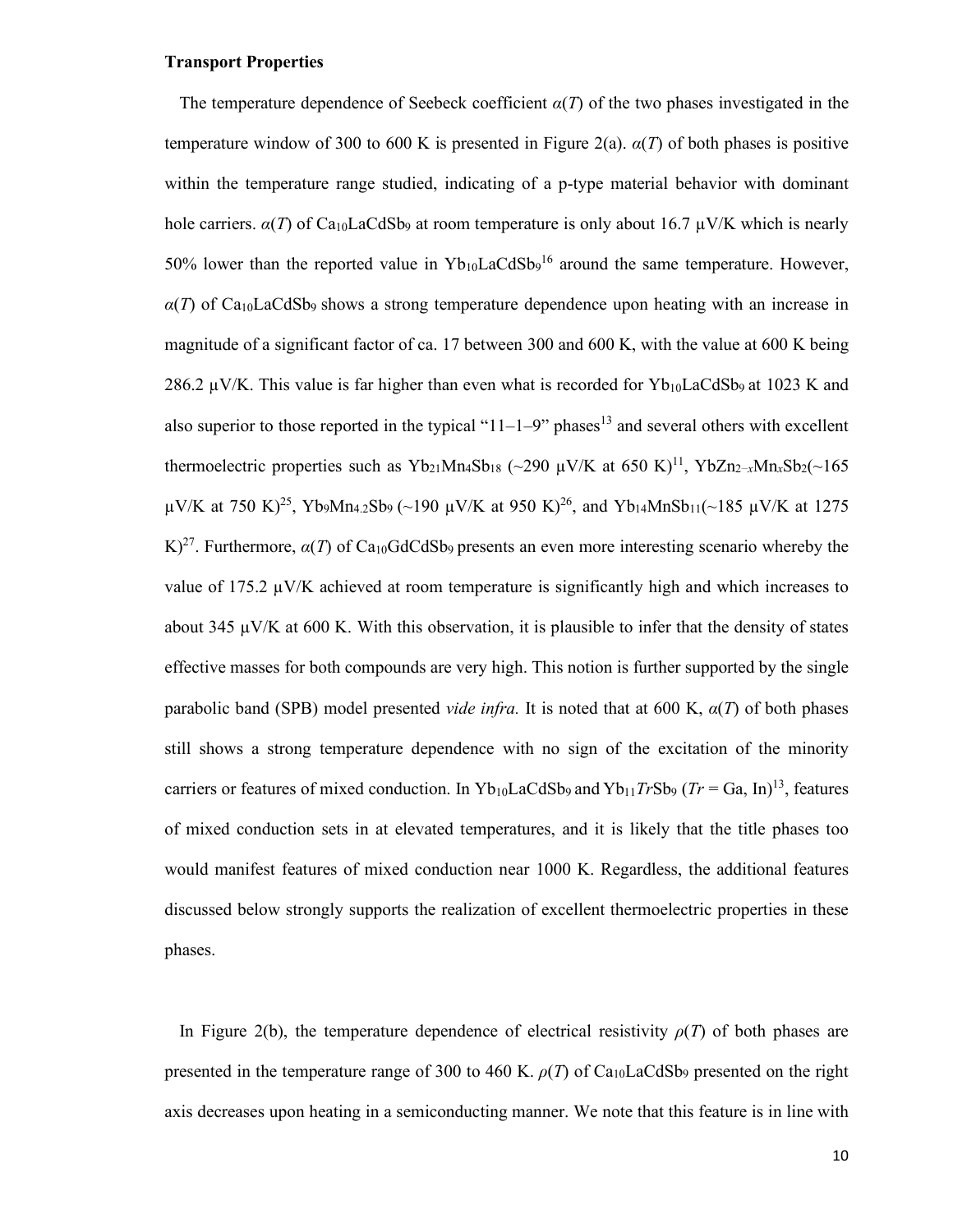**Transport Properties**

The temperature dependence of Seebeck coefficient $\alpha(T)$ of the two phases investigated in the temperature window of 300 to 600 K is presented in Figure 2(a). $\alpha(T)$ of both phases is positive within the temperature range studied, indicating of a p-type material behavior with dominant hole carriers. $\alpha(T)$ of $Ca_{10}LaCdSb_9$ at room temperature is only about 16.7 μV/K which is nearly 50% lower than the reported value in $Yb_{10}LaCdSb_9$[16] around the same temperature. However, $\alpha(T)$ of $Ca_{10}LaCdSb_9$ shows a strong temperature dependence upon heating with an increase in magnitude of a significant factor of ca. 17 between 300 and 600 K, with the value at 600 K being 286.2 μV/K. This value is far higher than even what is recorded for $Yb_{10}LaCdSb_9$ at 1023 K and also superior to those reported in the typical "11–1–9" phases[13] and several others with excellent thermoelectric properties such as $Yb_{21}Mn_4Sb_{18}$ (~290 μV/K at 650 K)[11], $YbZn_{2-x}Mn_xSb_2$(~165 μV/K at 750 K)[25], $Yb_9Mn_{4.2}Sb_9$ (~190 μV/K at 950 K)[26], and $Yb_{14}MnSb_{11}$(~185 μV/K at 1275 K)[27]. Furthermore, $\alpha(T)$ of $Ca_{10}GdCdSb_9$ presents an even more interesting scenario whereby the value of 175.2 μV/K achieved at room temperature is significantly high and which increases to about 345 μV/K at 600 K. With this observation, it is plausible to infer that the density of states effective masses for both compounds are very high. This notion is further supported by the single parabolic band (SPB) model presented *vide infra.* It is noted that at 600 K, $\alpha(T)$ of both phases still shows a strong temperature dependence with no sign of the excitation of the minority carriers or features of mixed conduction. In $Yb_{10}LaCdSb_9$ and $Yb_{11}\mathit{Tr}Sb_9$ (*Tr* = Ga, In)[13], features of mixed conduction sets in at elevated temperatures, and it is likely that the title phases too would manifest features of mixed conduction near 1000 K. Regardless, the additional features discussed below strongly supports the realization of excellent thermoelectric properties in these phases.

In Figure 2(b), the temperature dependence of electrical resistivity $\rho(T)$ of both phases are presented in the temperature range of 300 to 460 K. $\rho(T)$ of $Ca_{10}LaCdSb_9$ presented on the right axis decreases upon heating in a semiconducting manner. We note that this feature is in line with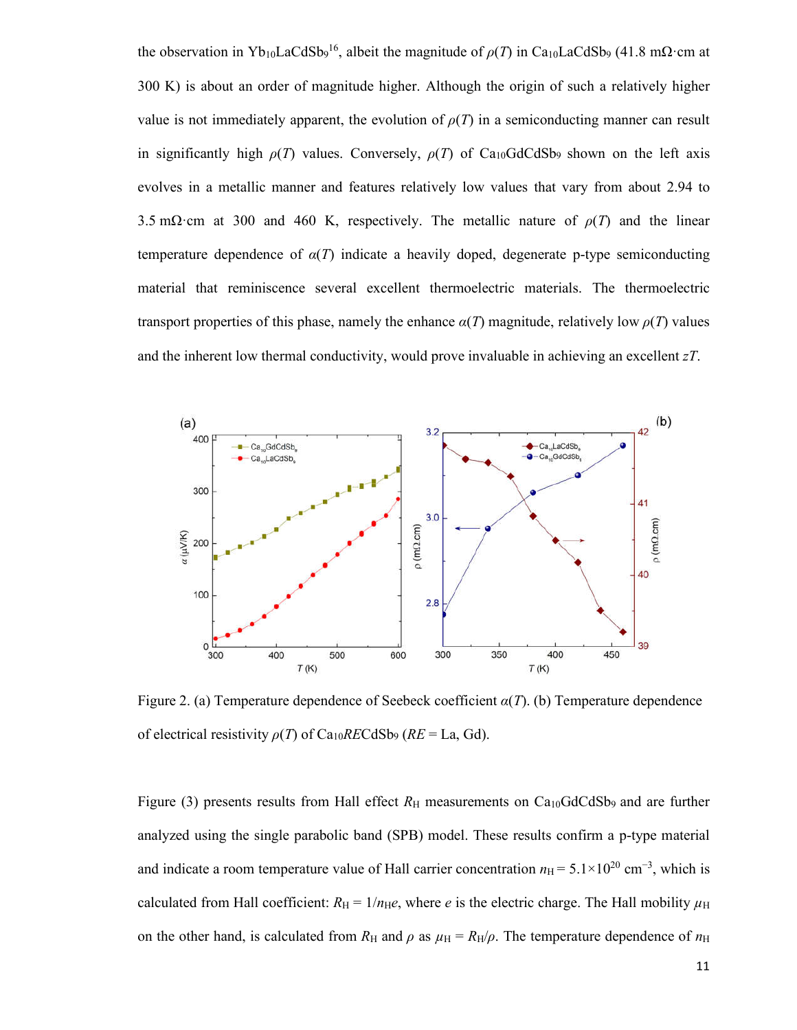the observation in $Yb_{10}LaCdSb_9$[16], albeit the magnitude of $\rho(T)$ in $Ca_{10}LaCdSb_9$ (41.8 mΩ·cm at 300 K) is about an order of magnitude higher. Although the origin of such a relatively higher value is not immediately apparent, the evolution of $\rho(T)$ in a semiconducting manner can result in significantly high $\rho(T)$ values. Conversely, $\rho(T)$ of $Ca_{10}GdCdSb_9$ shown on the left axis evolves in a metallic manner and features relatively low values that vary from about 2.94 to 3.5 mΩ·cm at 300 and 460 K, respectively. The metallic nature of $\rho(T)$ and the linear temperature dependence of $\alpha(T)$ indicate a heavily doped, degenerate p-type semiconducting material that reminiscence several excellent thermoelectric materials. The thermoelectric transport properties of this phase, namely the enhance $\alpha(T)$ magnitude, relatively low $\rho(T)$ values and the inherent low thermal conductivity, would prove invaluable in achieving an excellent $zT$.

Figure 2. (a) Temperature dependence of Seebeck coefficient $\alpha(T)$. (b) Temperature dependence of electrical resistivity $\rho(T)$ of $Ca_{10}RECdSb_9$ ($RE$ = La, Gd).

Figure (3) presents results from Hall effect $R_H$ measurements on $Ca_{10}GdCdSb_9$ and are further analyzed using the single parabolic band (SPB) model. These results confirm a p-type material and indicate a room temperature value of Hall carrier concentration $n_H = 5.1\times10^{20}$ cm$^{-3}$, which is calculated from Hall coefficient: $R_H = 1/n_He$, where $e$ is the electric charge. The Hall mobility $\mu_H$ on the other hand, is calculated from $R_H$ and $\rho$ as $\mu_H = R_H/\rho$. The temperature dependence of $n_H$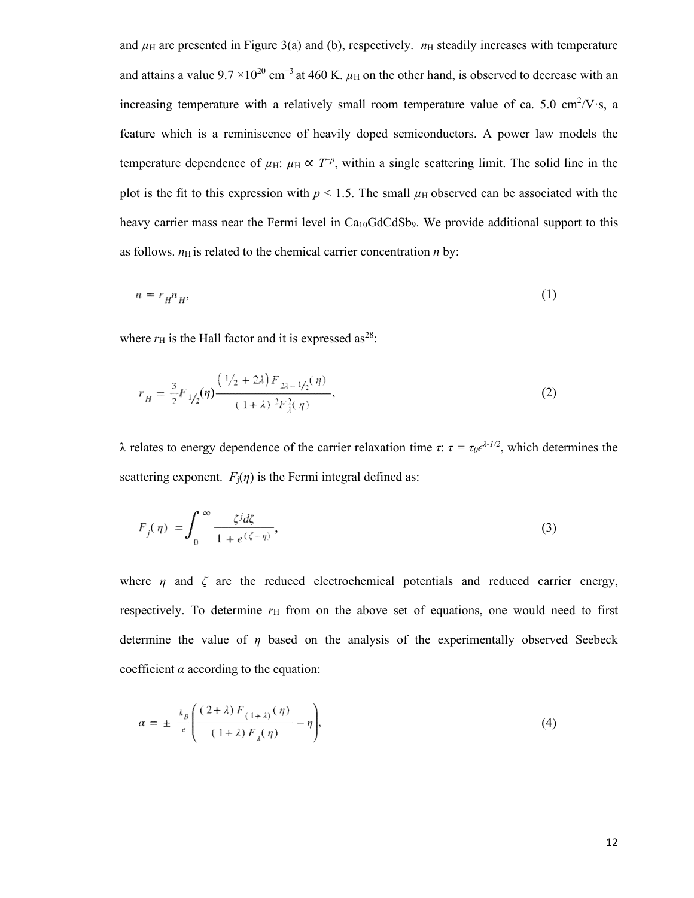and $\mu_H$ are presented in Figure 3(a) and (b), respectively. $n_H$ steadily increases with temperature and attains a value $9.7 \times 10^{20}$ cm$^{-3}$ at 460 K. $\mu_H$ on the other hand, is observed to decrease with an increasing temperature with a relatively small room temperature value of ca. 5.0 cm$^2$/V·s, a feature which is a reminiscence of heavily doped semiconductors. A power law models the temperature dependence of $\mu_H$: $\mu_H \propto T^{-p}$, within a single scattering limit. The solid line in the plot is the fit to this expression with $p < 1.5$. The small $\mu_H$ observed can be associated with the heavy carrier mass near the Fermi level in $Ca_{10}GdCdSb_9$. We provide additional support to this as follows. $n_H$ is related to the chemical carrier concentration $n$ by:

$$n = r_H n_H, \tag{1}$$

where $r_H$ is the Hall factor and it is expressed as[28]:

$$r_H = \frac{3}{2} F_{1/2}(\eta) \frac{\left(1/2 + 2\lambda\right) F_{2\lambda - 1/2}(\eta)}{(1+\lambda)^2 F_{\lambda}^2(\eta)}, \tag{2}$$

λ relates to energy dependence of the carrier relaxation time $\tau$: $\tau = \tau_0 \epsilon^{\lambda - 1/2}$, which determines the scattering exponent. $F_j(\eta)$ is the Fermi integral defined as:

$$F_j(\eta) = \int_0^{\infty} \frac{\zeta^j d\zeta}{1 + e^{(\zeta - \eta)}}, \tag{3}$$

where $\eta$ and $\zeta$ are the reduced electrochemical potentials and reduced carrier energy, respectively. To determine $r_H$ from on the above set of equations, one would need to first determine the value of $\eta$ based on the analysis of the experimentally observed Seebeck coefficient $\alpha$ according to the equation:

$$\alpha = \pm \frac{k_B}{e} \left( \frac{(2+\lambda) F_{(1+\lambda)}(\eta)}{(1+\lambda) F_{\lambda}(\eta)} - \eta \right), \tag{4}$$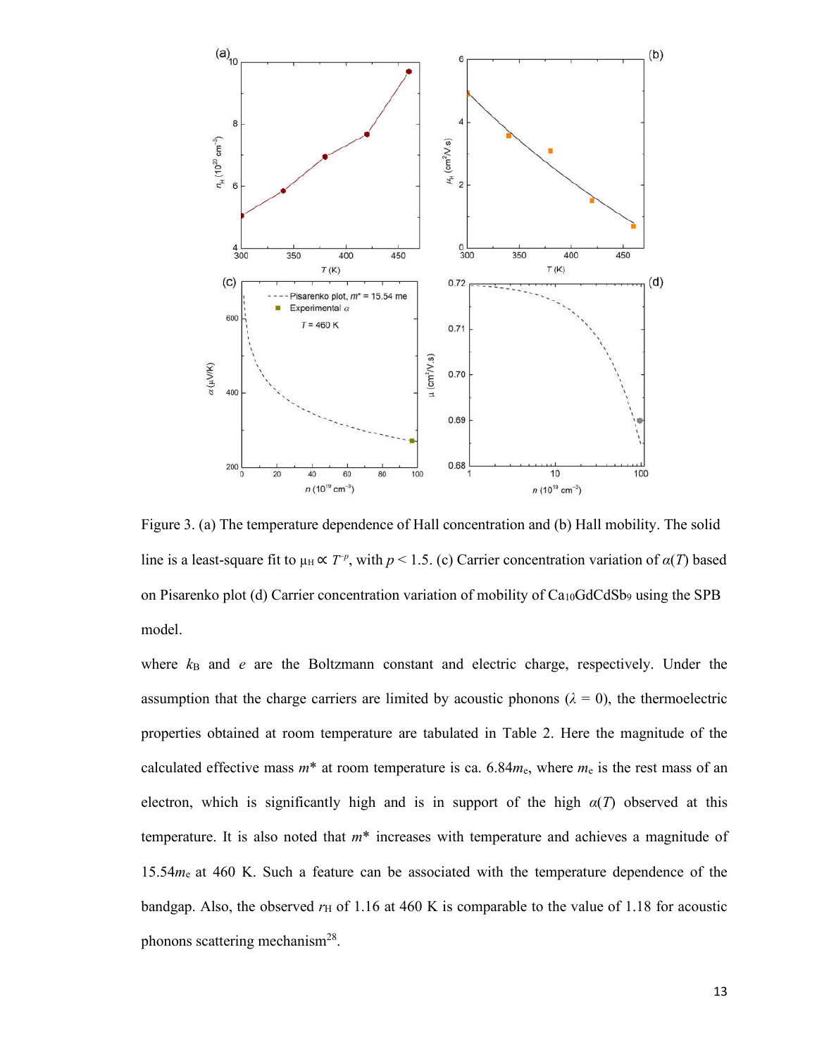Figure 3. (a) The temperature dependence of Hall concentration and (b) Hall mobility. The solid line is a least-square fit to $\mu_H \propto T^{-p}$, with $p < 1.5$. (c) Carrier concentration variation of $\alpha(T)$ based on Pisarenko plot (d) Carrier concentration variation of mobility of $Ca_{10}GdCdSb_9$ using the SPB model.

where $k_B$ and $e$ are the Boltzmann constant and electric charge, respectively. Under the assumption that the charge carriers are limited by acoustic phonons ($\lambda = 0$), the thermoelectric properties obtained at room temperature are tabulated in Table 2. Here the magnitude of the calculated effective mass $m^*$ at room temperature is ca. $6.84m_e$, where $m_e$ is the rest mass of an electron, which is significantly high and is in support of the high $\alpha(T)$ observed at this temperature. It is also noted that $m^*$ increases with temperature and achieves a magnitude of $15.54m_e$ at 460 K. Such a feature can be associated with the temperature dependence of the bandgap. Also, the observed $r_H$ of 1.16 at 460 K is comparable to the value of 1.18 for acoustic phonons scattering mechanism[28].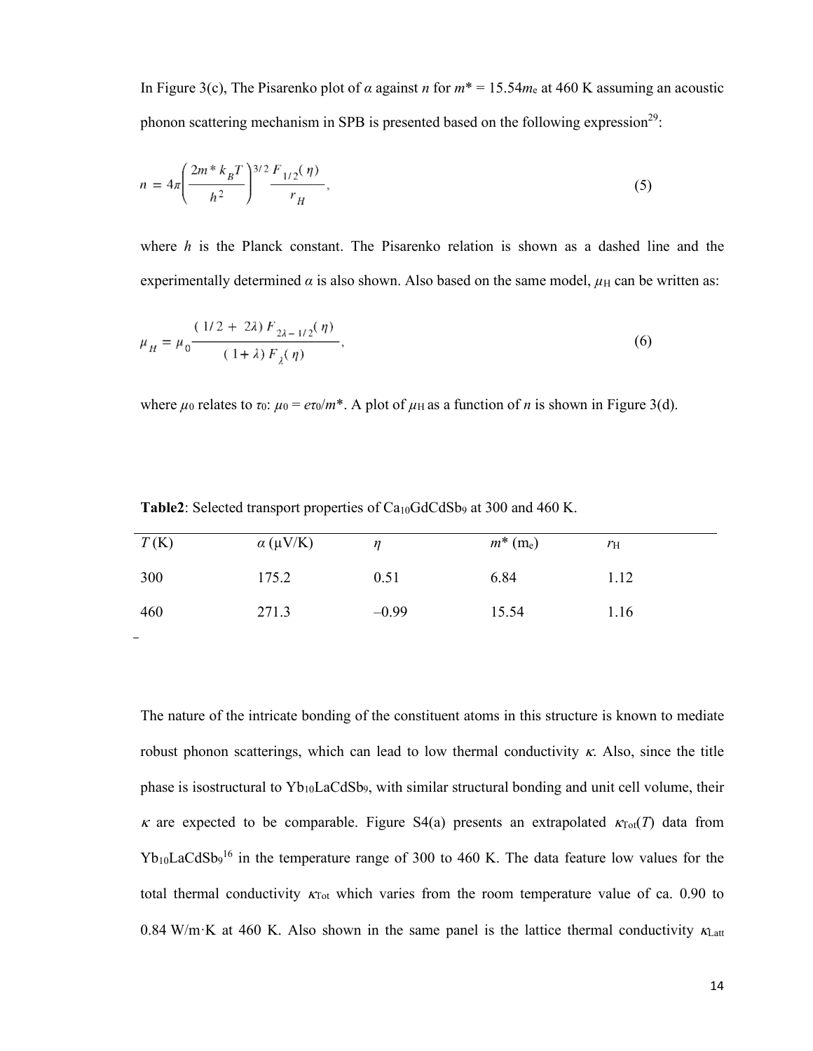In Figure 3(c), The Pisarenko plot of $\alpha$ against $n$ for $m^* = 15.54m_e$ at 460 K assuming an acoustic phonon scattering mechanism in SPB is presented based on the following expression[29]:

$$n = 4\pi\left(\frac{2m^* k_B T}{h^2}\right)^{3/2} \frac{F_{1/2}(\eta)}{r_H}, \tag{5}$$

where $h$ is the Planck constant. The Pisarenko relation is shown as a dashed line and the experimentally determined $\alpha$ is also shown. Also based on the same model, $\mu_H$ can be written as:

$$\mu_H = \mu_0 \frac{(1/2 + 2\lambda) F_{2\lambda - 1/2}(\eta)}{(1+\lambda) F_{\lambda}(\eta)}, \tag{6}$$

where $\mu_0$ relates to $\tau_0$: $\mu_0 = e\tau_0/m^*$. A plot of $\mu_H$ as a function of $n$ is shown in Figure 3(d).

**Table2**: Selected transport properties of $Ca_{10}GdCdSb_9$ at 300 and 460 K.

| $T$ (K) | $\alpha$ (μV/K) | $\eta$ | $m^*$ ($m_e$) | $r_H$ |
|---|---|---|---|---|
| 300 | 175.2 | 0.51 | 6.84 | 1.12 |
| 460 | 271.3 | –0.99 | 15.54 | 1.16 |

The nature of the intricate bonding of the constituent atoms in this structure is known to mediate robust phonon scatterings, which can lead to low thermal conductivity $\kappa$. Also, since the title phase is isostructural to $Yb_{10}LaCdSb_9$, with similar structural bonding and unit cell volume, their $\kappa$ are expected to be comparable. Figure S4(a) presents an extrapolated $\kappa_{Tot}(T)$ data from $Yb_{10}LaCdSb_9$[16] in the temperature range of 300 to 460 K. The data feature low values for the total thermal conductivity $\kappa_{Tot}$ which varies from the room temperature value of ca. 0.90 to 0.84 W/m·K at 460 K. Also shown in the same panel is the lattice thermal conductivity $\kappa_{Latt}$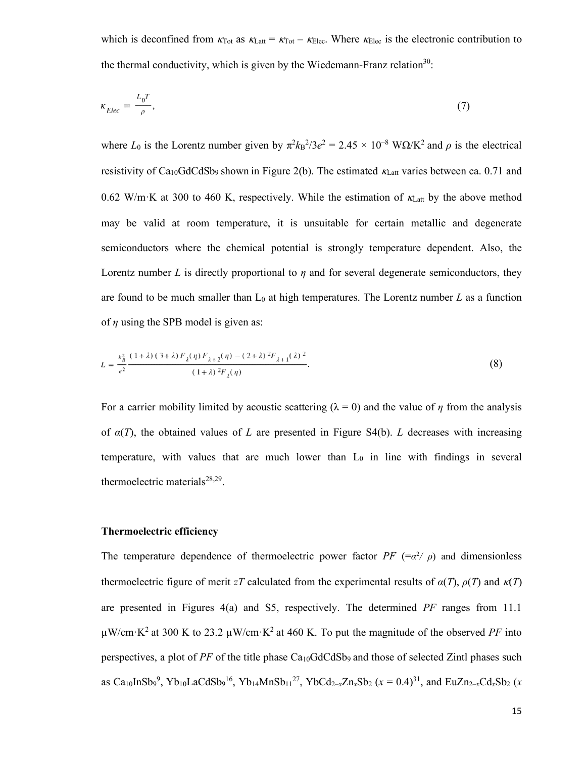which is deconfined from $\kappa_{Tot}$ as $\kappa_{Latt} = \kappa_{Tot} - \kappa_{Elec}$. Where $\kappa_{Elec}$ is the electronic contribution to the thermal conductivity, which is given by the Wiedemann-Franz relation[30]:

$$\kappa_{Elec} = \frac{L_0 T}{\rho}, \tag{7}$$

where $L_0$ is the Lorentz number given by $\pi^2 k_B^2/3e^2 = 2.45 \times 10^{-8}$ WΩ/K$^2$ and $\rho$ is the electrical resistivity of $Ca_{10}GdCdSb_9$ shown in Figure 2(b). The estimated $\kappa_{Latt}$ varies between ca. 0.71 and 0.62 W/m·K at 300 to 460 K, respectively. While the estimation of $\kappa_{Latt}$ by the above method may be valid at room temperature, it is unsuitable for certain metallic and degenerate semiconductors where the chemical potential is strongly temperature dependent. Also, the Lorentz number $L$ is directly proportional to $\eta$ and for several degenerate semiconductors, they are found to be much smaller than $L_0$ at high temperatures. The Lorentz number $L$ as a function of $\eta$ using the SPB model is given as:

$$L = \frac{k_B^2}{e^2} \frac{(1+\lambda)(3+\lambda)F_\lambda(\eta)F_{\lambda+2}(\eta) - (2+\lambda)^2 F_{\lambda+1}(\lambda)^2}{(1+\lambda)^2 F_\lambda(\eta)}. \tag{8}$$

For a carrier mobility limited by acoustic scattering ($\lambda = 0$) and the value of $\eta$ from the analysis of $\alpha(T)$, the obtained values of $L$ are presented in Figure S4(b). $L$ decreases with increasing temperature, with values that are much lower than $L_0$ in line with findings in several thermoelectric materials[28,29].

## Thermoelectric efficiency

The temperature dependence of thermoelectric power factor $PF$ ($=\alpha^2/\rho$) and dimensionless thermoelectric figure of merit $zT$ calculated from the experimental results of $\alpha(T)$, $\rho(T)$ and $\kappa(T)$ are presented in Figures 4(a) and S5, respectively. The determined $PF$ ranges from 11.1 μW/cm·K$^2$ at 300 K to 23.2 μW/cm·K$^2$ at 460 K. To put the magnitude of the observed $PF$ into perspectives, a plot of $PF$ of the title phase $Ca_{10}GdCdSb_9$ and those of selected Zintl phases such as $Ca_{10}InSb_9$[9], $Yb_{10}LaCdSb_9$[16], $Yb_{14}MnSb_{11}$[27], $YbCd_{2-x}Zn_xSb_2$ ($x = 0.4$)[31], and $EuZn_{2-x}Cd_xSb_2$ ($x$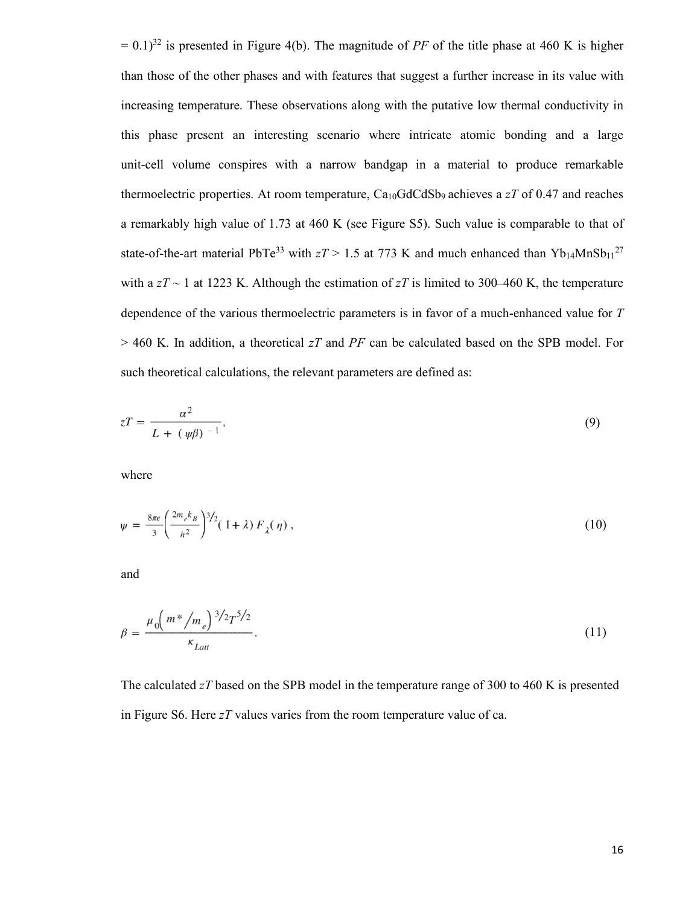= 0.1)[32] is presented in Figure 4(b). The magnitude of *PF* of the title phase at 460 K is higher than those of the other phases and with features that suggest a further increase in its value with increasing temperature. These observations along with the putative low thermal conductivity in this phase present an interesting scenario where intricate atomic bonding and a large unit-cell volume conspires with a narrow bandgap in a material to produce remarkable thermoelectric properties. At room temperature, $Ca_{10}GdCdSb_9$ achieves a *zT* of 0.47 and reaches a remarkably high value of 1.73 at 460 K (see Figure S5). Such value is comparable to that of state-of-the-art material PbTe[33] with $zT > 1.5$ at 773 K and much enhanced than $Yb_{14}MnSb_{11}$[27] with a $zT \sim 1$ at 1223 K. Although the estimation of *zT* is limited to 300–460 K, the temperature dependence of the various thermoelectric parameters is in favor of a much-enhanced value for $T > 460$ K. In addition, a theoretical *zT* and *PF* can be calculated based on the SPB model. For such theoretical calculations, the relevant parameters are defined as:

$$zT = \frac{\alpha^2}{L + (\psi\beta)^{-1}}, \tag{9}$$

where

$$\psi = \frac{8\pi e}{3}\left(\frac{2m_e k_B}{h^2}\right)^{3/2}(1+\lambda)\,F_{\lambda}(\eta), \tag{10}$$

and

$$\beta = \frac{\mu_0\left(m^*/m_e\right)^{3/2}T^{5/2}}{\kappa_{Latt}}. \tag{11}$$

The calculated *zT* based on the SPB model in the temperature range of 300 to 460 K is presented in Figure S6. Here *zT* values varies from the room temperature value of ca.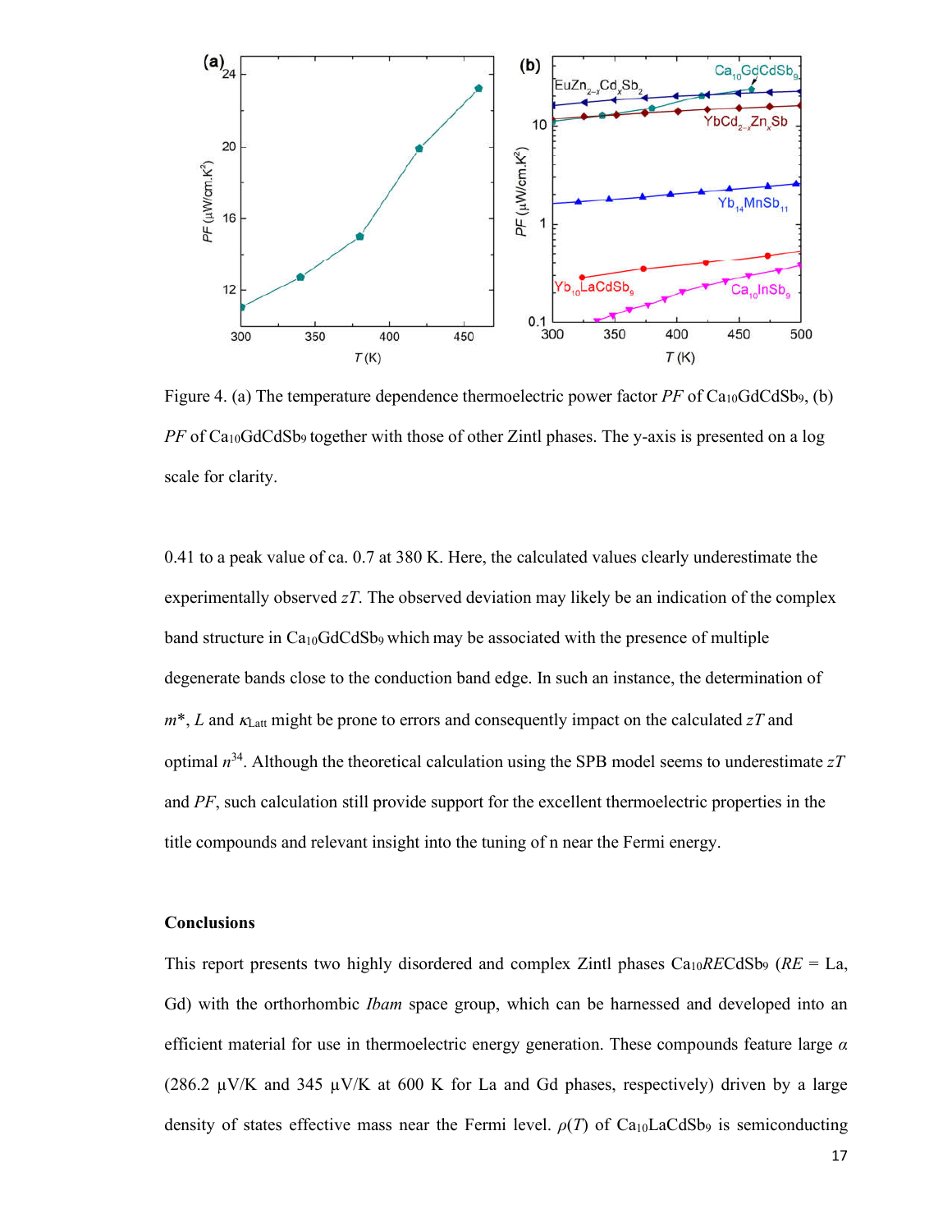Figure 4. (a) The temperature dependence thermoelectric power factor *PF* of $Ca_{10}GdCdSb_9$, (b) *PF* of $Ca_{10}GdCdSb_9$ together with those of other Zintl phases. The y-axis is presented on a log scale for clarity.

0.41 to a peak value of ca. 0.7 at 380 K. Here, the calculated values clearly underestimate the experimentally observed $zT$. The observed deviation may likely be an indication of the complex band structure in $Ca_{10}GdCdSb_9$ which may be associated with the presence of multiple degenerate bands close to the conduction band edge. In such an instance, the determination of $m^*$, $L$ and $\kappa_{Latt}$ might be prone to errors and consequently impact on the calculated $zT$ and optimal $n$[34]. Although the theoretical calculation using the SPB model seems to underestimate $zT$ and *PF*, such calculation still provide support for the excellent thermoelectric properties in the title compounds and relevant insight into the tuning of n near the Fermi energy.

## Conclusions

This report presents two highly disordered and complex Zintl phases $Ca_{10}RECdSb_9$ (*RE* = La, Gd) with the orthorhombic *Ibam* space group, which can be harnessed and developed into an efficient material for use in thermoelectric energy generation. These compounds feature large $\alpha$ (286.2 μV/K and 345 μV/K at 600 K for La and Gd phases, respectively) driven by a large density of states effective mass near the Fermi level. $\rho(T)$ of $Ca_{10}LaCdSb_9$ is semiconducting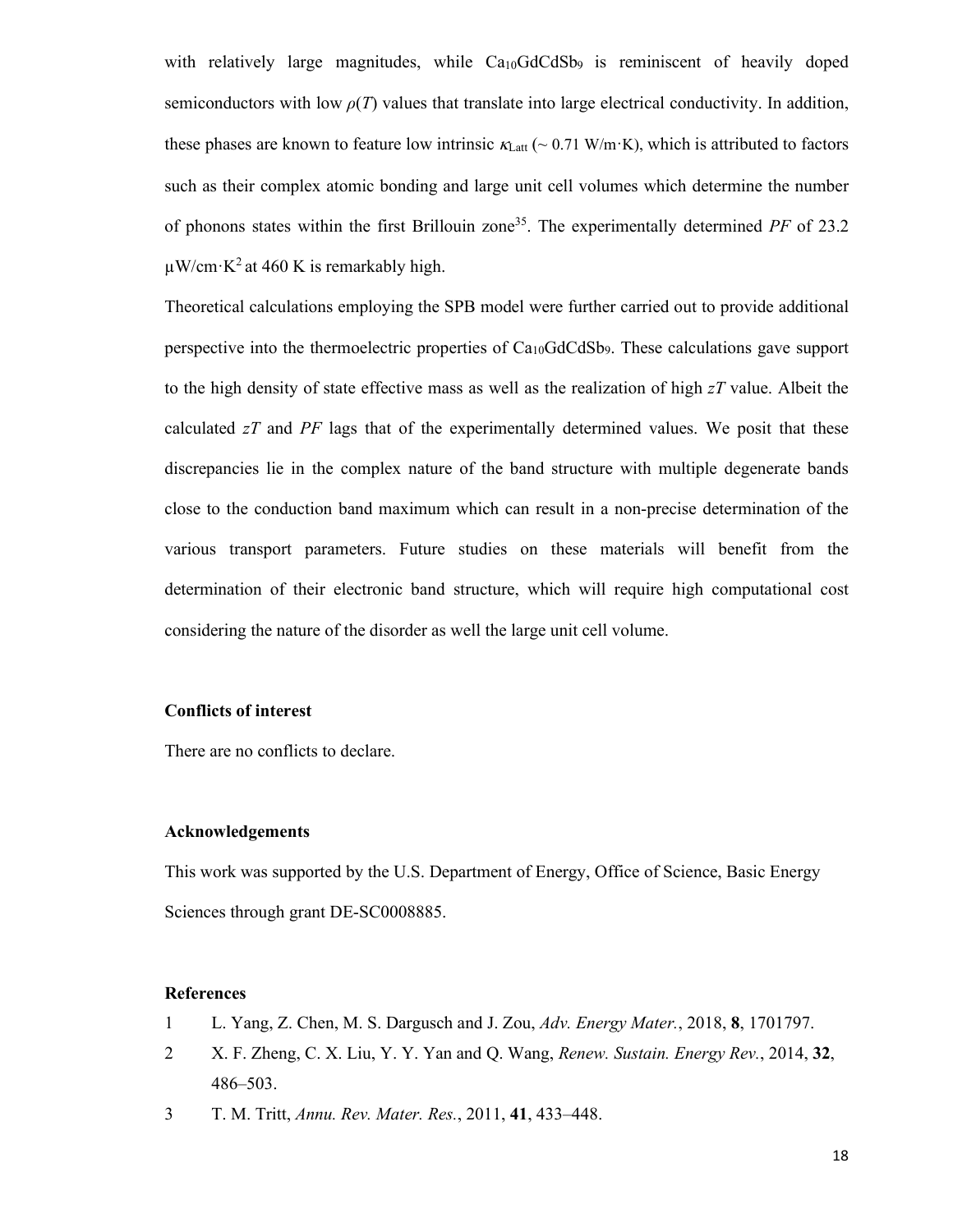with relatively large magnitudes, while $Ca_{10}GdCdSb_9$ is reminiscent of heavily doped semiconductors with low $\rho(T)$ values that translate into large electrical conductivity. In addition, these phases are known to feature low intrinsic $\kappa_{Latt}$ (~ 0.71 W/m·K), which is attributed to factors such as their complex atomic bonding and large unit cell volumes which determine the number of phonons states within the first Brillouin zone[35]. The experimentally determined *PF* of 23.2 μW/cm·K$^2$ at 460 K is remarkably high.

Theoretical calculations employing the SPB model were further carried out to provide additional perspective into the thermoelectric properties of $Ca_{10}GdCdSb_9$. These calculations gave support to the high density of state effective mass as well as the realization of high *zT* value. Albeit the calculated *zT* and *PF* lags that of the experimentally determined values. We posit that these discrepancies lie in the complex nature of the band structure with multiple degenerate bands close to the conduction band maximum which can result in a non-precise determination of the various transport parameters. Future studies on these materials will benefit from the determination of their electronic band structure, which will require high computational cost considering the nature of the disorder as well the large unit cell volume.

**Conflicts of interest**

There are no conflicts to declare.

**Acknowledgements**

This work was supported by the U.S. Department of Energy, Office of Science, Basic Energy Sciences through grant DE-SC0008885.

**References**

1 L. Yang, Z. Chen, M. S. Dargusch and J. Zou, *Adv. Energy Mater.*, 2018, **8**, 1701797.

2 X. F. Zheng, C. X. Liu, Y. Y. Yan and Q. Wang, *Renew. Sustain. Energy Rev.*, 2014, **32**, 486–503.

3 T. M. Tritt, *Annu. Rev. Mater. Res.*, 2011, **41**, 433–448.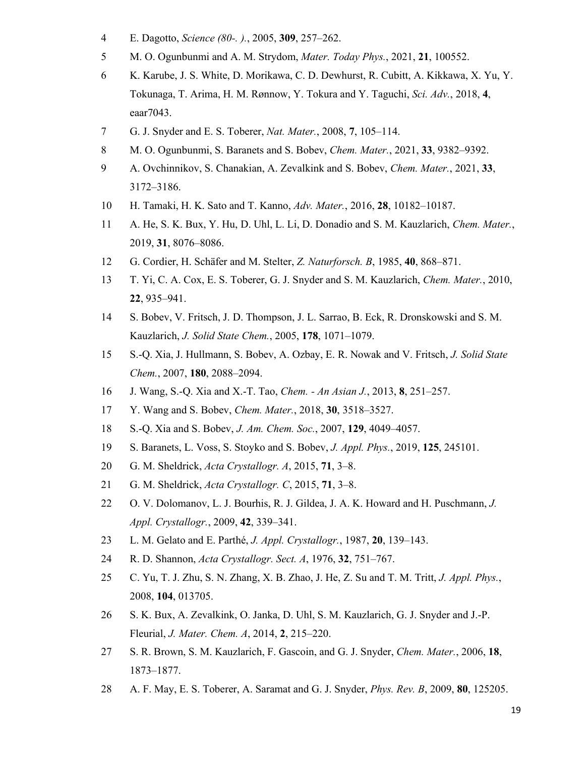4 E. Dagotto, *Science (80-. ).*, 2005, **309**, 257–262.

5 M. O. Ogunbunmi and A. M. Strydom, *Mater. Today Phys.*, 2021, **21**, 100552.

6 K. Karube, J. S. White, D. Morikawa, C. D. Dewhurst, R. Cubitt, A. Kikkawa, X. Yu, Y. Tokunaga, T. Arima, H. M. Rønnow, Y. Tokura and Y. Taguchi, *Sci. Adv.*, 2018, **4**, eaar7043.

7 G. J. Snyder and E. S. Toberer, *Nat. Mater.*, 2008, **7**, 105–114.

8 M. O. Ogunbunmi, S. Baranets and S. Bobev, *Chem. Mater.*, 2021, **33**, 9382–9392.

9 A. Ovchinnikov, S. Chanakian, A. Zevalkink and S. Bobev, *Chem. Mater.*, 2021, **33**, 3172–3186.

10 H. Tamaki, H. K. Sato and T. Kanno, *Adv. Mater.*, 2016, **28**, 10182–10187.

11 A. He, S. K. Bux, Y. Hu, D. Uhl, L. Li, D. Donadio and S. M. Kauzlarich, *Chem. Mater.*, 2019, **31**, 8076–8086.

12 G. Cordier, H. Schäfer and M. Stelter, *Z. Naturforsch. B*, 1985, **40**, 868–871.

13 T. Yi, C. A. Cox, E. S. Toberer, G. J. Snyder and S. M. Kauzlarich, *Chem. Mater.*, 2010, **22**, 935–941.

14 S. Bobev, V. Fritsch, J. D. Thompson, J. L. Sarrao, B. Eck, R. Dronskowski and S. M. Kauzlarich, *J. Solid State Chem.*, 2005, **178**, 1071–1079.

15 S.-Q. Xia, J. Hullmann, S. Bobev, A. Ozbay, E. R. Nowak and V. Fritsch, *J. Solid State Chem.*, 2007, **180**, 2088–2094.

16 J. Wang, S.-Q. Xia and X.-T. Tao, *Chem. - An Asian J.*, 2013, **8**, 251–257.

17 Y. Wang and S. Bobev, *Chem. Mater.*, 2018, **30**, 3518–3527.

18 S.-Q. Xia and S. Bobev, *J. Am. Chem. Soc.*, 2007, **129**, 4049–4057.

19 S. Baranets, L. Voss, S. Stoyko and S. Bobev, *J. Appl. Phys.*, 2019, **125**, 245101.

20 G. M. Sheldrick, *Acta Crystallogr. A*, 2015, **71**, 3–8.

21 G. M. Sheldrick, *Acta Crystallogr. C*, 2015, **71**, 3–8.

22 O. V. Dolomanov, L. J. Bourhis, R. J. Gildea, J. A. K. Howard and H. Puschmann, *J. Appl. Crystallogr.*, 2009, **42**, 339–341.

23 L. M. Gelato and E. Parthé, *J. Appl. Crystallogr.*, 1987, **20**, 139–143.

24 R. D. Shannon, *Acta Crystallogr. Sect. A*, 1976, **32**, 751–767.

25 C. Yu, T. J. Zhu, S. N. Zhang, X. B. Zhao, J. He, Z. Su and T. M. Tritt, *J. Appl. Phys.*, 2008, **104**, 013705.

26 S. K. Bux, A. Zevalkink, O. Janka, D. Uhl, S. M. Kauzlarich, G. J. Snyder and J.-P. Fleurial, *J. Mater. Chem. A*, 2014, **2**, 215–220.

27 S. R. Brown, S. M. Kauzlarich, F. Gascoin, and G. J. Snyder, *Chem. Mater.*, 2006, **18**, 1873–1877.

28 A. F. May, E. S. Toberer, A. Saramat and G. J. Snyder, *Phys. Rev. B*, 2009, **80**, 125205.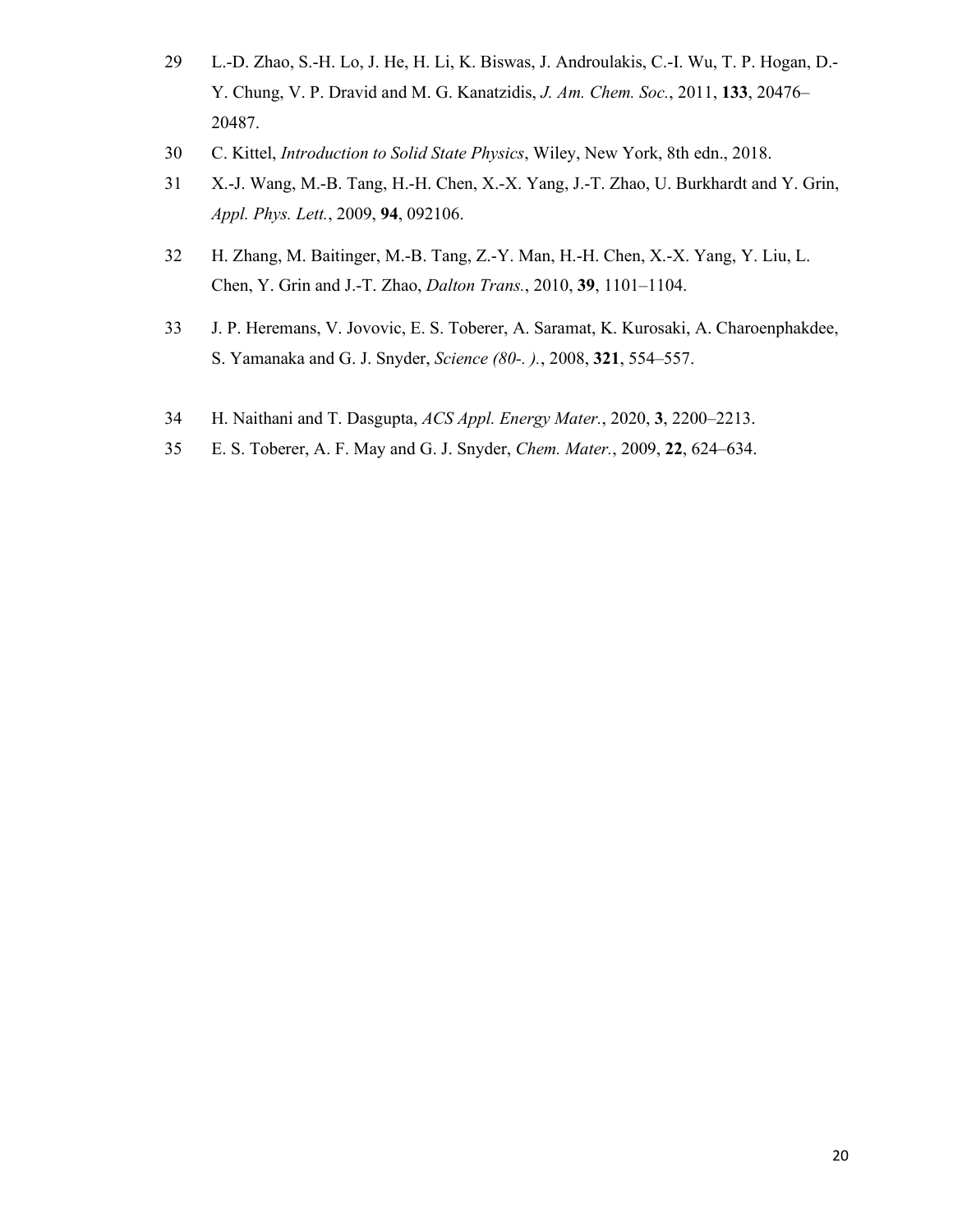29 L.-D. Zhao, S.-H. Lo, J. He, H. Li, K. Biswas, J. Androulakis, C.-I. Wu, T. P. Hogan, D.-Y. Chung, V. P. Dravid and M. G. Kanatzidis, *J. Am. Chem. Soc.*, 2011, **133**, 20476–20487.

30 C. Kittel, *Introduction to Solid State Physics*, Wiley, New York, 8th edn., 2018.

31 X.-J. Wang, M.-B. Tang, H.-H. Chen, X.-X. Yang, J.-T. Zhao, U. Burkhardt and Y. Grin, *Appl. Phys. Lett.*, 2009, **94**, 092106.

32 H. Zhang, M. Baitinger, M.-B. Tang, Z.-Y. Man, H.-H. Chen, X.-X. Yang, Y. Liu, L. Chen, Y. Grin and J.-T. Zhao, *Dalton Trans.*, 2010, **39**, 1101–1104.

33 J. P. Heremans, V. Jovovic, E. S. Toberer, A. Saramat, K. Kurosaki, A. Charoenphakdee, S. Yamanaka and G. J. Snyder, *Science (80-. ).*, 2008, **321**, 554–557.

34 H. Naithani and T. Dasgupta, *ACS Appl. Energy Mater.*, 2020, **3**, 2200–2213.

35 E. S. Toberer, A. F. May and G. J. Snyder, *Chem. Mater.*, 2009, **22**, 624–634.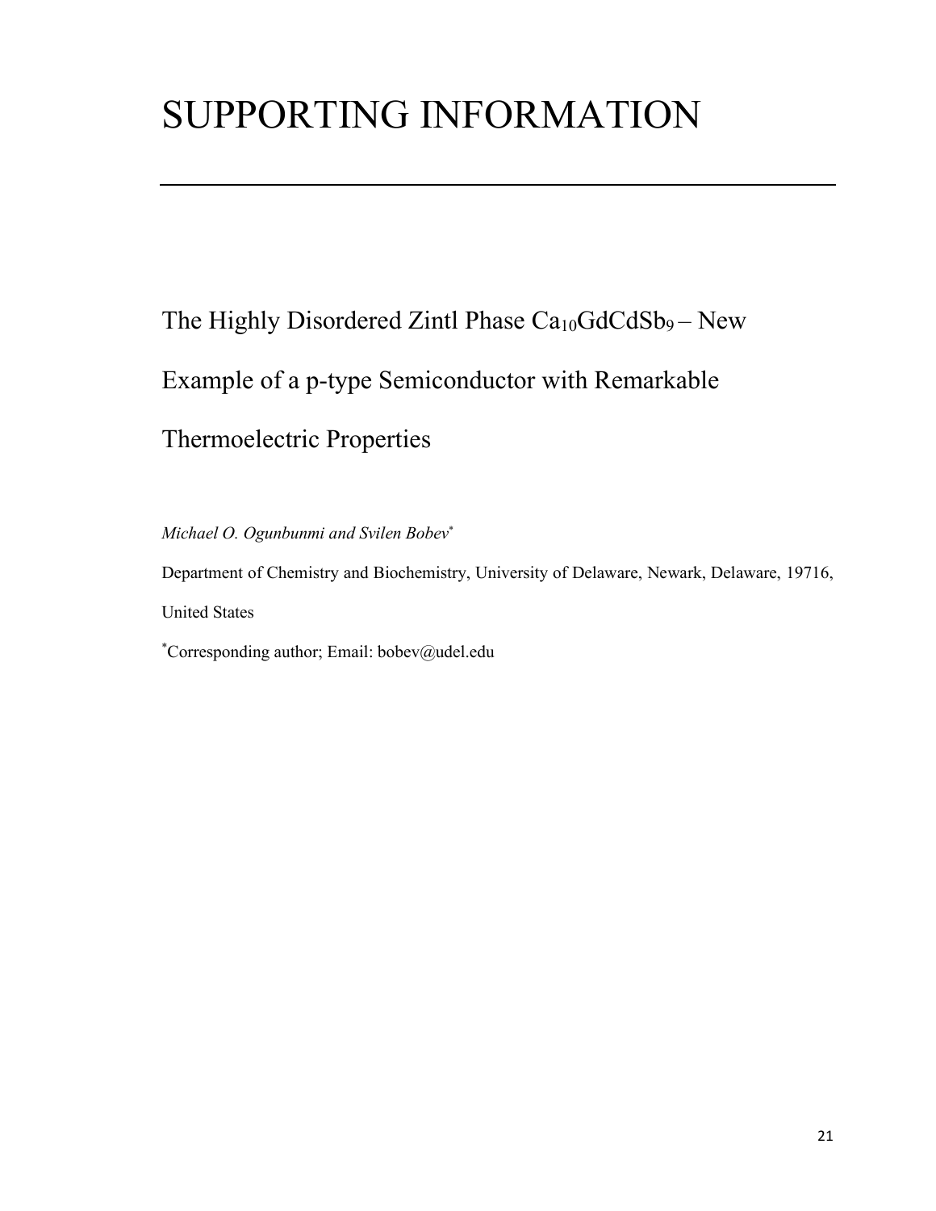# SUPPORTING INFORMATION

## The Highly Disordered Zintl Phase $Ca_{10}GdCdSb_9$ – New Example of a p-type Semiconductor with Remarkable Thermoelectric Properties

*Michael O. Ogunbunmi and Svilen Bobev*[*]

Department of Chemistry and Biochemistry, University of Delaware, Newark, Delaware, 19716, United States

[*]Corresponding author; Email: bobev@udel.edu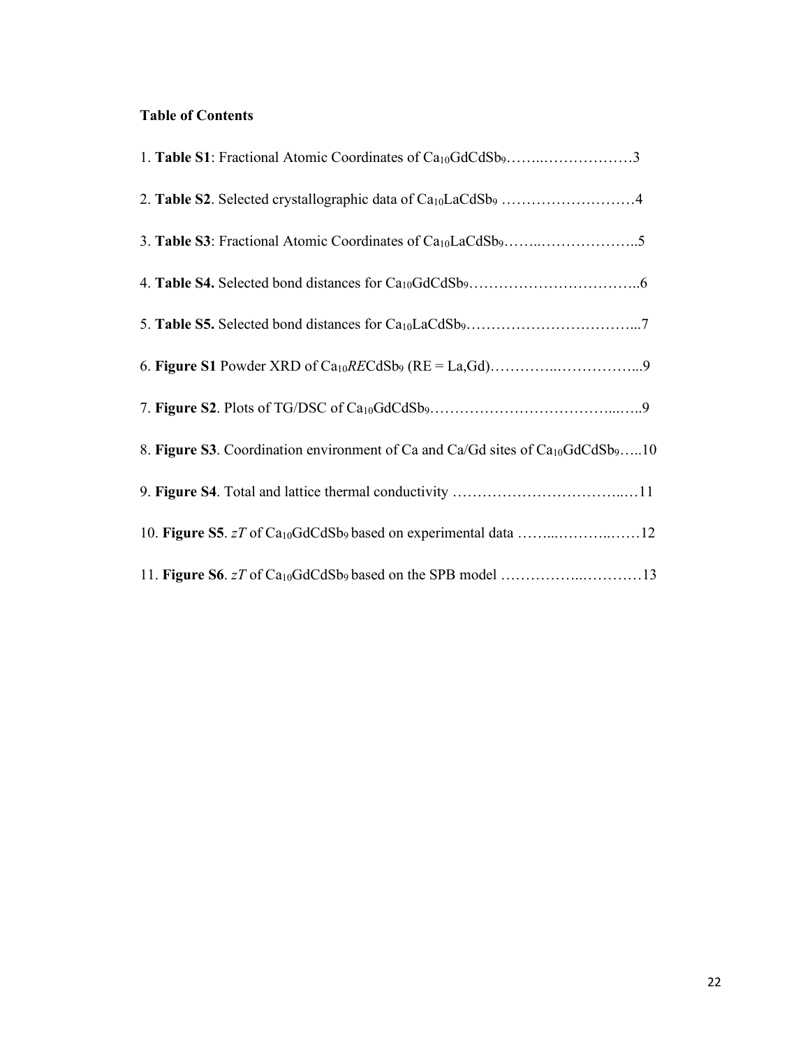**Table of Contents**

1. **Table S1**: Fractional Atomic Coordinates of $Ca_{10}GdCdSb_9$……..………………3

2. **Table S2**. Selected crystallographic data of $Ca_{10}LaCdSb_9$ ………………………4

3. **Table S3**: Fractional Atomic Coordinates of $Ca_{10}LaCdSb_9$……..………………..5

4. **Table S4.** Selected bond distances for $Ca_{10}GdCdSb_9$……………………………..6

5. **Table S5.** Selected bond distances for $Ca_{10}LaCdSb_9$……………………………...7

6. **Figure S1** Powder XRD of $Ca_{10}$*RE*$CdSb_9$ (RE = La,Gd)…………..……………...9

7. **Figure S2**. Plots of TG/DSC of $Ca_{10}GdCdSb_9$………………………………...…..9

8. **Figure S3**. Coordination environment of Ca and Ca/Gd sites of $Ca_{10}GdCdSb_9$…..10

9. **Figure S4**. Total and lattice thermal conductivity ……………………………..…11

10. **Figure S5**. *zT* of $Ca_{10}GdCdSb_9$ based on experimental data ……..………..……12

11. **Figure S6**. *zT* of $Ca_{10}GdCdSb_9$ based on the SPB model ……………..…………13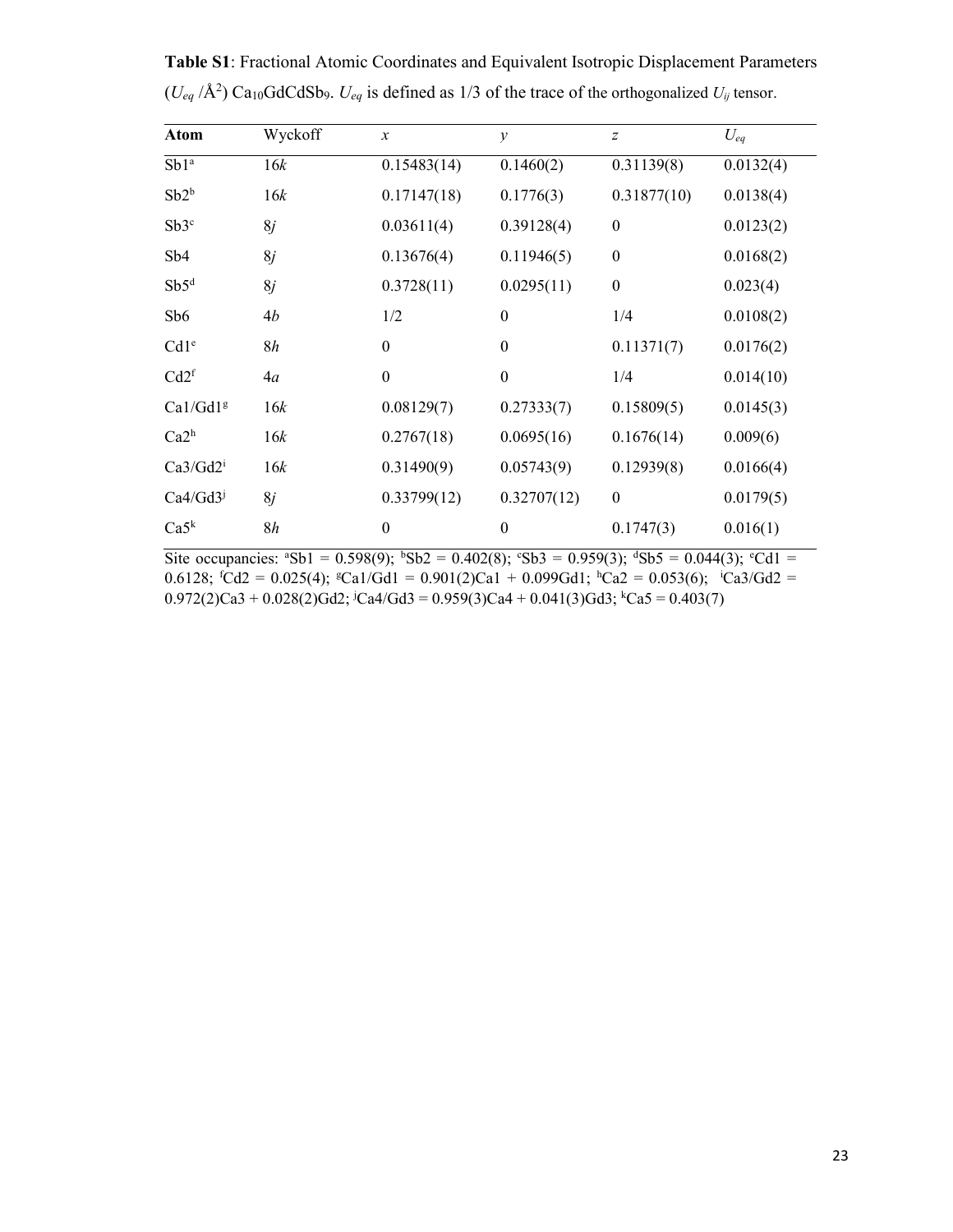**Table S1**: Fractional Atomic Coordinates and Equivalent Isotropic Displacement Parameters ($U_{eq}$ /Å$^2$) $Ca_{10}GdCdSb_9$. $U_{eq}$ is defined as 1/3 of the trace of the orthogonalized $U_{ij}$ tensor.

| Atom | Wyckoff | $x$ | $y$ | $z$ | $U_{eq}$ |
|---|---|---|---|---|---|
| Sb1[a] | 16$k$ | 0.15483(14) | 0.1460(2) | 0.31139(8) | 0.0132(4) |
| Sb2[b] | 16$k$ | 0.17147(18) | 0.1776(3) | 0.31877(10) | 0.0138(4) |
| Sb3[c] | 8$j$ | 0.03611(4) | 0.39128(4) | 0 | 0.0123(2) |
| Sb4 | 8$j$ | 0.13676(4) | 0.11946(5) | 0 | 0.0168(2) |
| Sb5[d] | 8$j$ | 0.3728(11) | 0.0295(11) | 0 | 0.023(4) |
| Sb6 | 4$b$ | 1/2 | 0 | 1/4 | 0.0108(2) |
| Cd1[e] | 8$h$ | 0 | 0 | 0.11371(7) | 0.0176(2) |
| Cd2[f] | 4$a$ | 0 | 0 | 1/4 | 0.014(10) |
| Ca1/Gd1[g] | 16$k$ | 0.08129(7) | 0.27333(7) | 0.15809(5) | 0.0145(3) |
| Ca2[h] | 16$k$ | 0.2767(18) | 0.0695(16) | 0.1676(14) | 0.009(6) |
| Ca3/Gd2[i] | 16$k$ | 0.31490(9) | 0.05743(9) | 0.12939(8) | 0.0166(4) |
| Ca4/Gd3[j] | 8$j$ | 0.33799(12) | 0.32707(12) | 0 | 0.0179(5) |
| Ca5[k] | 8$h$ | 0 | 0 | 0.1747(3) | 0.016(1) |

Site occupancies: [a]Sb1 = 0.598(9); [b]Sb2 = 0.402(8); [c]Sb3 = 0.959(3); [d]Sb5 = 0.044(3); [e]Cd1 = 0.6128; [f]Cd2 = 0.025(4); [g]Ca1/Gd1 = 0.901(2)Ca1 + 0.099Gd1; [h]Ca2 = 0.053(6); [i]Ca3/Gd2 = 0.972(2)Ca3 + 0.028(2)Gd2; [j]Ca4/Gd3 = 0.959(3)Ca4 + 0.041(3)Gd3; [k]Ca5 = 0.403(7)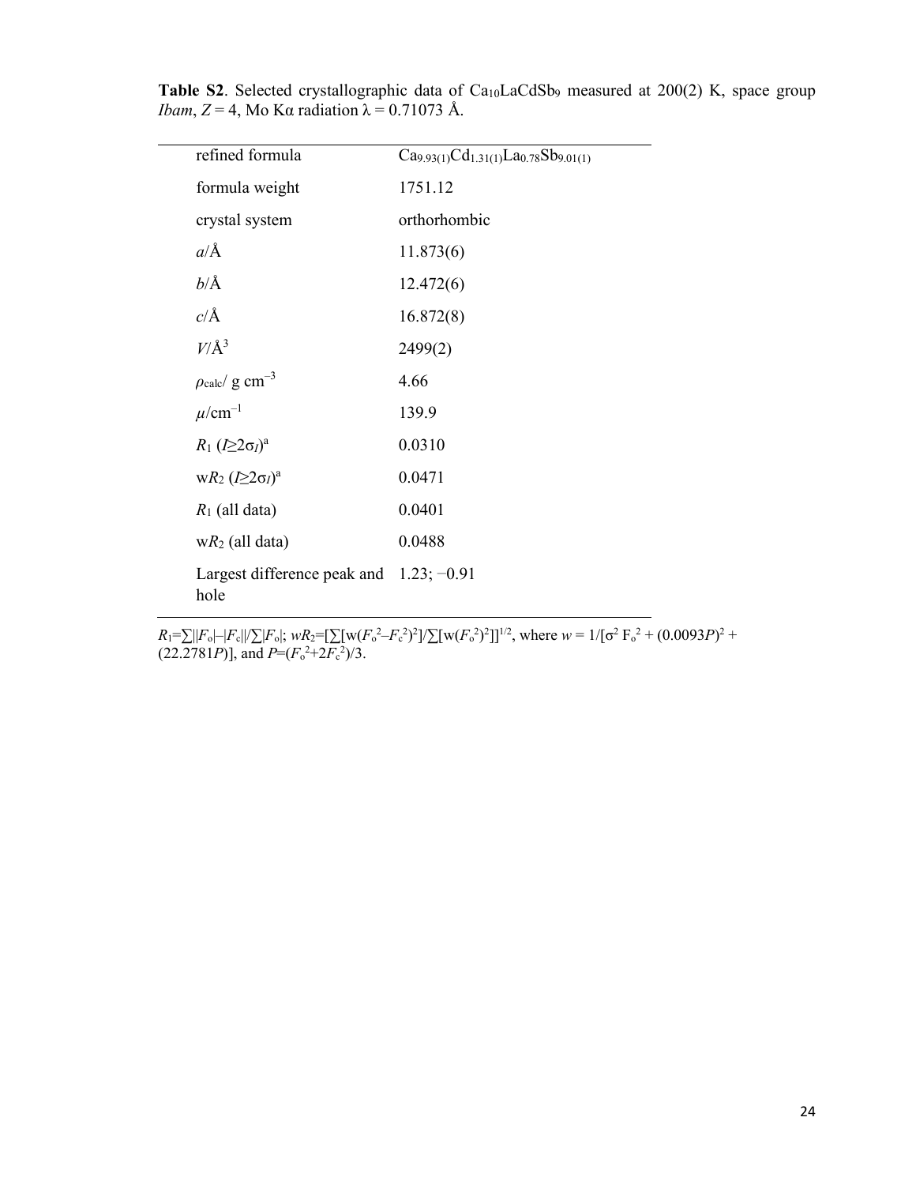**Table S2**. Selected crystallographic data of $Ca_{10}LaCdSb_9$ measured at 200(2) K, space group *Ibam*, $Z = 4$, Mo Kα radiation λ = 0.71073 Å.

| | |
|---|---|
| refined formula | $Ca_{9.93(1)}Cd_{1.31(1)}La_{0.78}Sb_{9.01(1)}$ |
| formula weight | 1751.12 |
| crystal system | orthorhombic |
| $a$/Å | 11.873(6) |
| $b$/Å | 12.472(6) |
| $c$/Å | 16.872(8) |
| $V$/Å$^3$ | 2499(2) |
| $\rho_{calc}$/ g cm$^{-3}$ | 4.66 |
| $\mu$/cm$^{-1}$ | 139.9 |
| $R_1$ ($I \geq 2\sigma_I$)[a] | 0.0310 |
| w$R_2$ ($I \geq 2\sigma_I$)[a] | 0.0471 |
| $R_1$ (all data) | 0.0401 |
| w$R_2$ (all data) | 0.0488 |
| Largest difference peak and hole | 1.23; −0.91 |

$R_1=\sum||F_o|-|F_c||/\sum|F_o|$; $wR_2=[\sum[w(F_o^2-F_c^2)^2]/\sum[w(F_o^2)^2]]^{1/2}$, where $w = 1/[\sigma^2 F_o^2 + (0.0093P)^2 + (22.2781P)]$, and $P=(F_o^2+2F_c^2)/3$.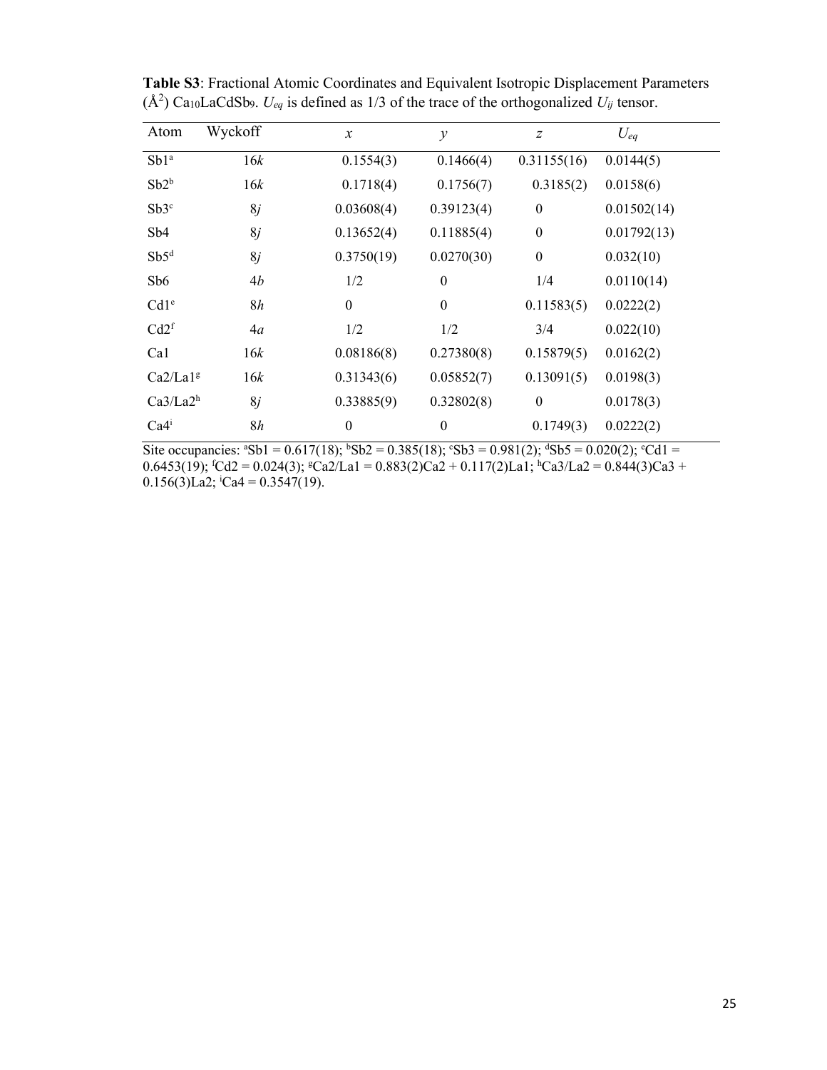**Table S3**: Fractional Atomic Coordinates and Equivalent Isotropic Displacement Parameters ($Å^2$) $Ca_{10}LaCdSb_9$. $U_{eq}$ is defined as 1/3 of the trace of the orthogonalized $U_{ij}$ tensor.

| Atom | Wyckoff | $x$ | $y$ | $z$ | $U_{eq}$ |
|---|---|---|---|---|---|
| Sb1[a] | 16*k* | 0.1554(3) | 0.1466(4) | 0.31155(16) | 0.0144(5) |
| Sb2[b] | 16*k* | 0.1718(4) | 0.1756(7) | 0.3185(2) | 0.0158(6) |
| Sb3[c] | 8*j* | 0.03608(4) | 0.39123(4) | 0 | 0.01502(14) |
| Sb4 | 8*j* | 0.13652(4) | 0.11885(4) | 0 | 0.01792(13) |
| Sb5[d] | 8*j* | 0.3750(19) | 0.0270(30) | 0 | 0.032(10) |
| Sb6 | 4*b* | 1/2 | 0 | 1/4 | 0.0110(14) |
| Cd1[e] | 8*h* | 0 | 0 | 0.11583(5) | 0.0222(2) |
| Cd2[f] | 4*a* | 1/2 | 1/2 | 3/4 | 0.022(10) |
| Ca1 | 16*k* | 0.08186(8) | 0.27380(8) | 0.15879(5) | 0.0162(2) |
| Ca2/La1[g] | 16*k* | 0.31343(6) | 0.05852(7) | 0.13091(5) | 0.0198(3) |
| Ca3/La2[h] | 8*j* | 0.33885(9) | 0.32802(8) | 0 | 0.0178(3) |
| Ca4[i] | 8*h* | 0 | 0 | 0.1749(3) | 0.0222(2) |

Site occupancies: [a]Sb1 = 0.617(18); [b]Sb2 = 0.385(18); [c]Sb3 = 0.981(2); [d]Sb5 = 0.020(2); [e]Cd1 = 0.6453(19); [f]Cd2 = 0.024(3); [g]Ca2/La1 = 0.883(2)Ca2 + 0.117(2)La1; [h]Ca3/La2 = 0.844(3)Ca3 + 0.156(3)La2; [i]Ca4 = 0.3547(19).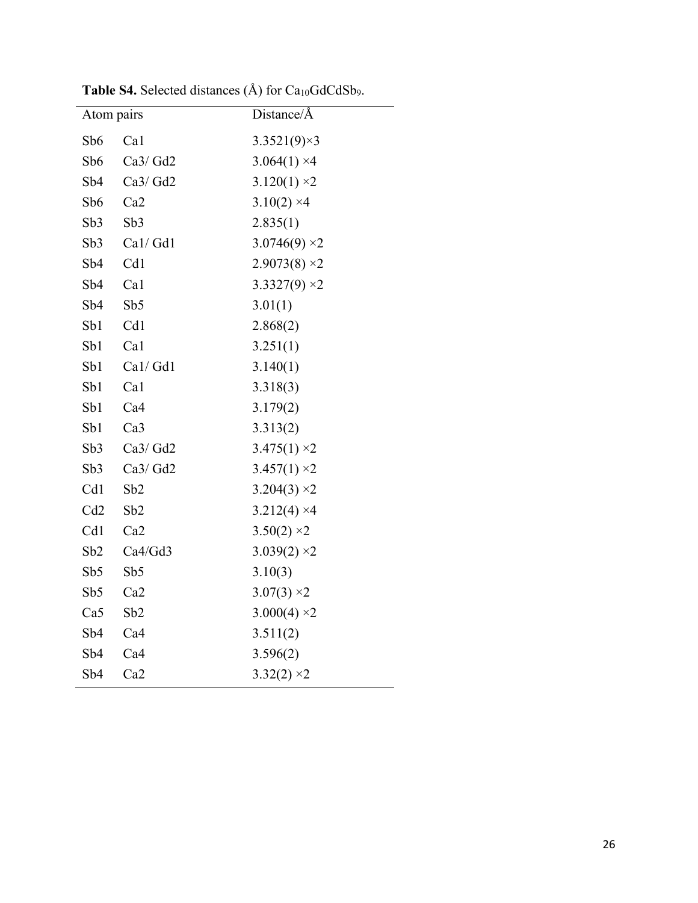**Table S4.** Selected distances (Å) for $Ca_{10}GdCdSb_9$.

| Atom pairs | | Distance/Å |
|---|---|---|
| Sb6 | Ca1 | 3.3521(9)×3 |
| Sb6 | Ca3/ Gd2 | 3.064(1) ×4 |
| Sb4 | Ca3/ Gd2 | 3.120(1) ×2 |
| Sb6 | Ca2 | 3.10(2) ×4 |
| Sb3 | Sb3 | 2.835(1) |
| Sb3 | Ca1/ Gd1 | 3.0746(9) ×2 |
| Sb4 | Cd1 | 2.9073(8) ×2 |
| Sb4 | Ca1 | 3.3327(9) ×2 |
| Sb4 | Sb5 | 3.01(1) |
| Sb1 | Cd1 | 2.868(2) |
| Sb1 | Ca1 | 3.251(1) |
| Sb1 | Ca1/ Gd1 | 3.140(1) |
| Sb1 | Ca1 | 3.318(3) |
| Sb1 | Ca4 | 3.179(2) |
| Sb1 | Ca3 | 3.313(2) |
| Sb3 | Ca3/ Gd2 | 3.475(1) ×2 |
| Sb3 | Ca3/ Gd2 | 3.457(1) ×2 |
| Cd1 | Sb2 | 3.204(3) ×2 |
| Cd2 | Sb2 | 3.212(4) ×4 |
| Cd1 | Ca2 | 3.50(2) ×2 |
| Sb2 | Ca4/Gd3 | 3.039(2) ×2 |
| Sb5 | Sb5 | 3.10(3) |
| Sb5 | Ca2 | 3.07(3) ×2 |
| Ca5 | Sb2 | 3.000(4) ×2 |
| Sb4 | Ca4 | 3.511(2) |
| Sb4 | Ca4 | 3.596(2) |
| Sb4 | Ca2 | 3.32(2) ×2 |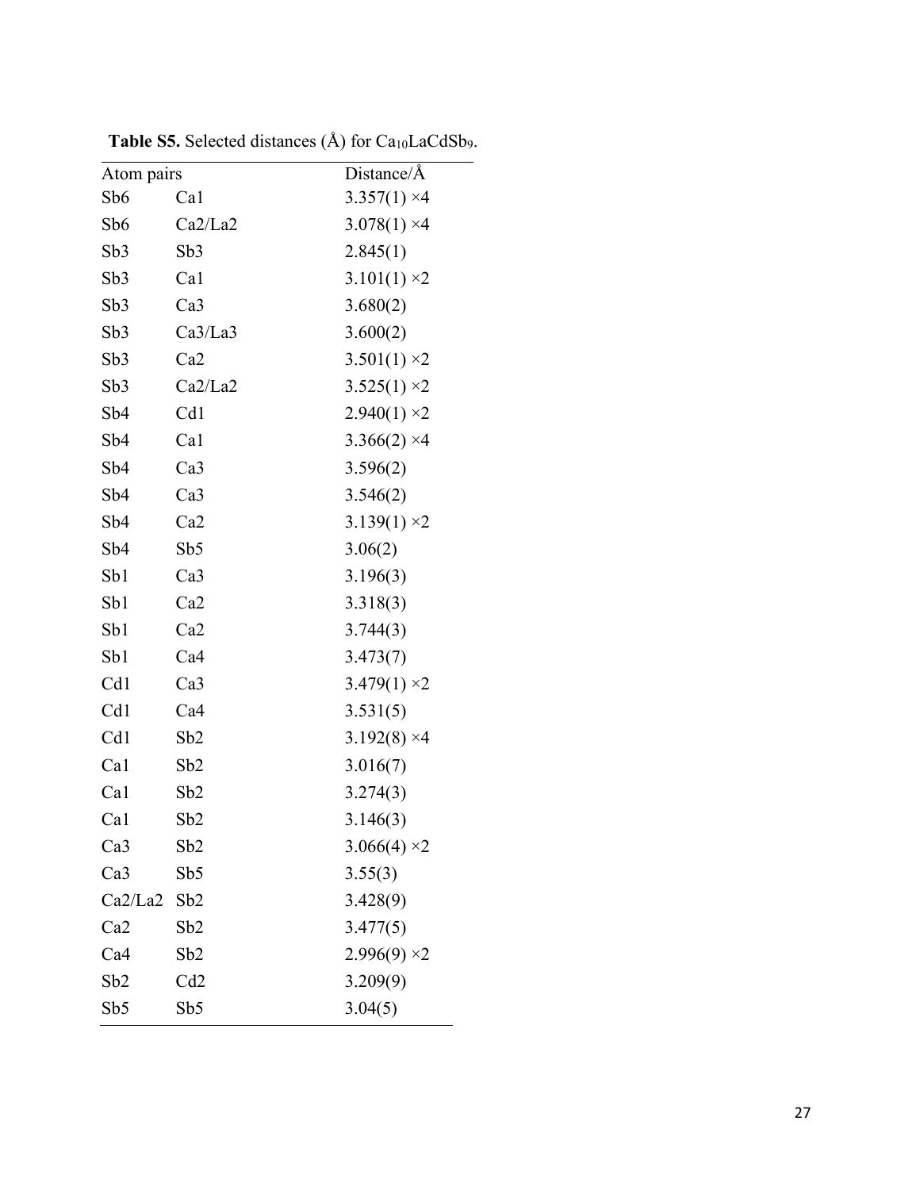**Table S5.** Selected distances (Å) for $Ca_{10}LaCdSb_9$.

| Atom pairs | | Distance/Å |
| --- | --- | --- |
| Sb6 | Ca1 | 3.357(1) ×4 |
| Sb6 | Ca2/La2 | 3.078(1) ×4 |
| Sb3 | Sb3 | 2.845(1) |
| Sb3 | Ca1 | 3.101(1) ×2 |
| Sb3 | Ca3 | 3.680(2) |
| Sb3 | Ca3/La3 | 3.600(2) |
| Sb3 | Ca2 | 3.501(1) ×2 |
| Sb3 | Ca2/La2 | 3.525(1) ×2 |
| Sb4 | Cd1 | 2.940(1) ×2 |
| Sb4 | Ca1 | 3.366(2) ×4 |
| Sb4 | Ca3 | 3.596(2) |
| Sb4 | Ca3 | 3.546(2) |
| Sb4 | Ca2 | 3.139(1) ×2 |
| Sb4 | Sb5 | 3.06(2) |
| Sb1 | Ca3 | 3.196(3) |
| Sb1 | Ca2 | 3.318(3) |
| Sb1 | Ca2 | 3.744(3) |
| Sb1 | Ca4 | 3.473(7) |
| Cd1 | Ca3 | 3.479(1) ×2 |
| Cd1 | Ca4 | 3.531(5) |
| Cd1 | Sb2 | 3.192(8) ×4 |
| Ca1 | Sb2 | 3.016(7) |
| Ca1 | Sb2 | 3.274(3) |
| Ca1 | Sb2 | 3.146(3) |
| Ca3 | Sb2 | 3.066(4) ×2 |
| Ca3 | Sb5 | 3.55(3) |
| Ca2/La2 | Sb2 | 3.428(9) |
| Ca2 | Sb2 | 3.477(5) |
| Ca4 | Sb2 | 2.996(9) ×2 |
| Sb2 | Cd2 | 3.209(9) |
| Sb5 | Sb5 | 3.04(5) |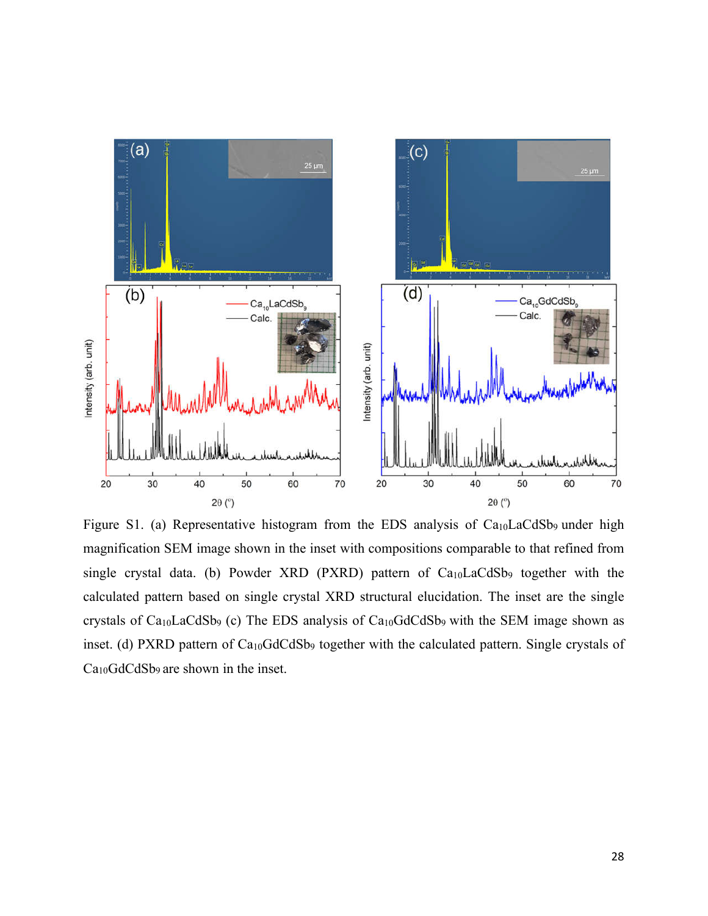Figure S1. (a) Representative histogram from the EDS analysis of $Ca_{10}LaCdSb_9$ under high magnification SEM image shown in the inset with compositions comparable to that refined from single crystal data. (b) Powder XRD (PXRD) pattern of $Ca_{10}LaCdSb_9$ together with the calculated pattern based on single crystal XRD structural elucidation. The inset are the single crystals of $Ca_{10}LaCdSb_9$ (c) The EDS analysis of $Ca_{10}GdCdSb_9$ with the SEM image shown as inset. (d) PXRD pattern of $Ca_{10}GdCdSb_9$ together with the calculated pattern. Single crystals of $Ca_{10}GdCdSb_9$ are shown in the inset.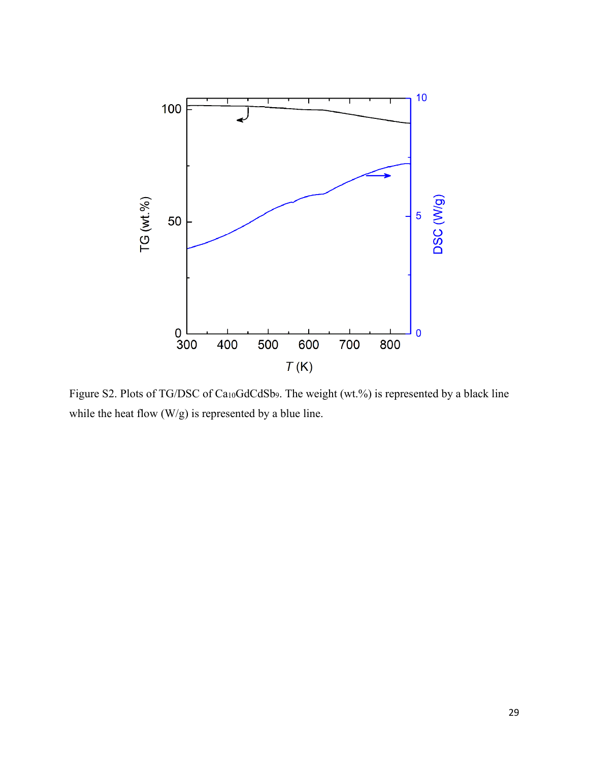Figure S2. Plots of TG/DSC of $Ca_{10}GdCdSb_9$. The weight (wt.%) is represented by a black line while the heat flow (W/g) is represented by a blue line.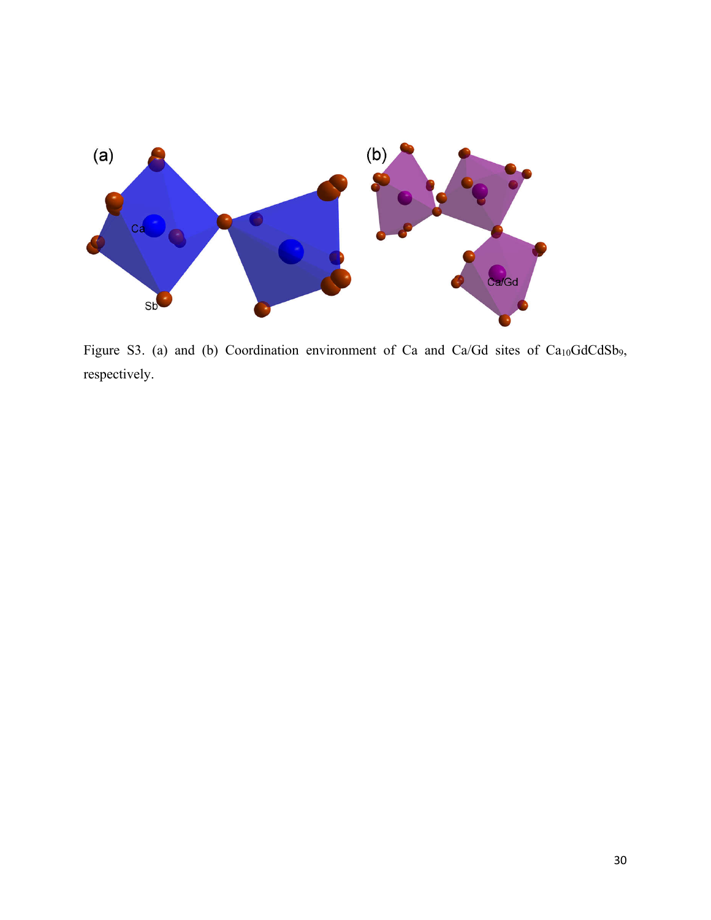Figure S3. (a) and (b) Coordination environment of Ca and Ca/Gd sites of $Ca_{10}GdCdSb_9$, respectively.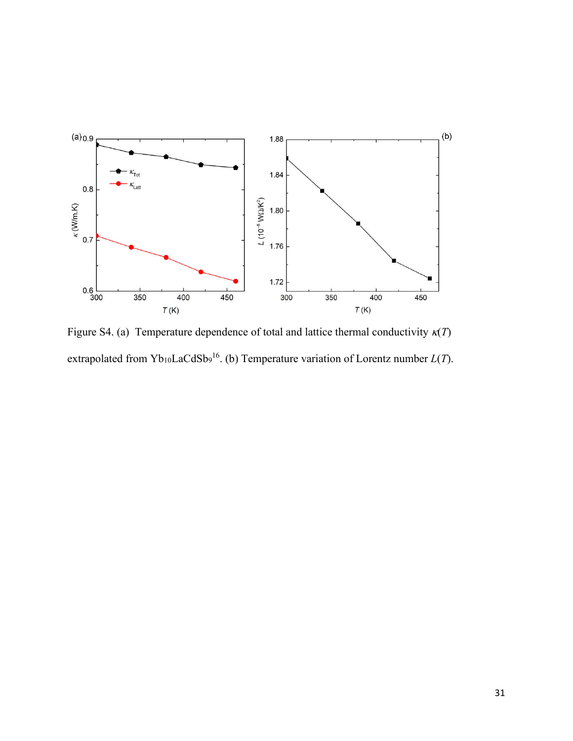Figure S4. (a) Temperature dependence of total and lattice thermal conductivity $\kappa(T)$ extrapolated from $Yb_{10}LaCdSb_9$[16]. (b) Temperature variation of Lorentz number $L(T)$.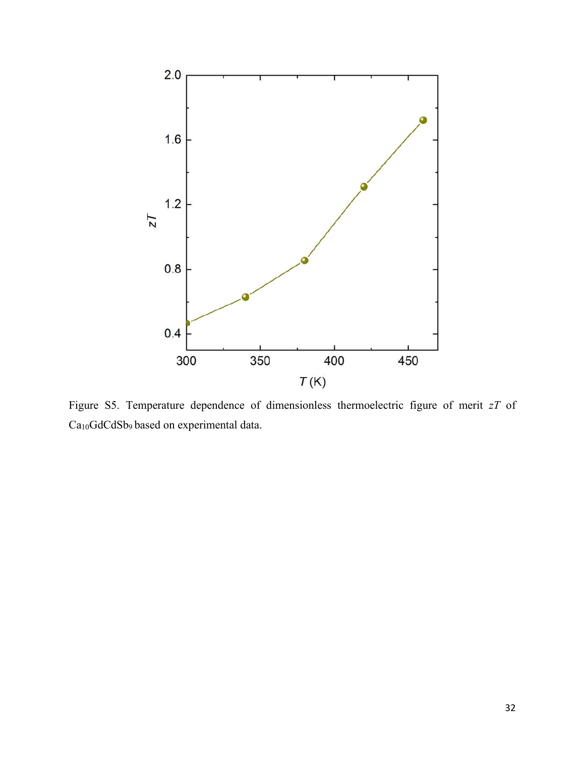Figure S5. Temperature dependence of dimensionless thermoelectric figure of merit $zT$ of $Ca_{10}GdCdSb_9$ based on experimental data.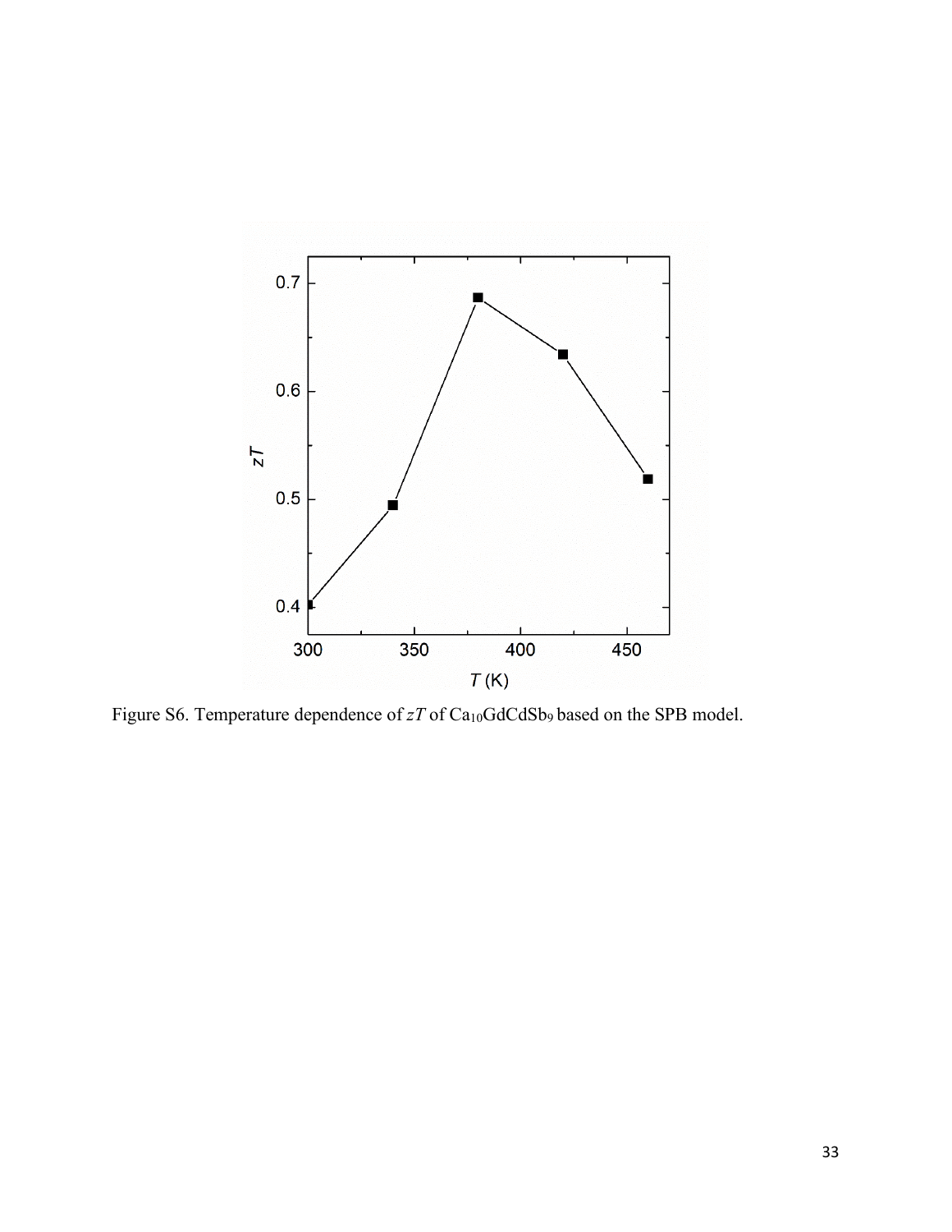0.7
0.6
0.5
0.4
300
350
400
450
*zT*
*T* (K)

Figure S6. Temperature dependence of *zT* of $Ca_{10}GdCdSb_9$ based on the SPB model.